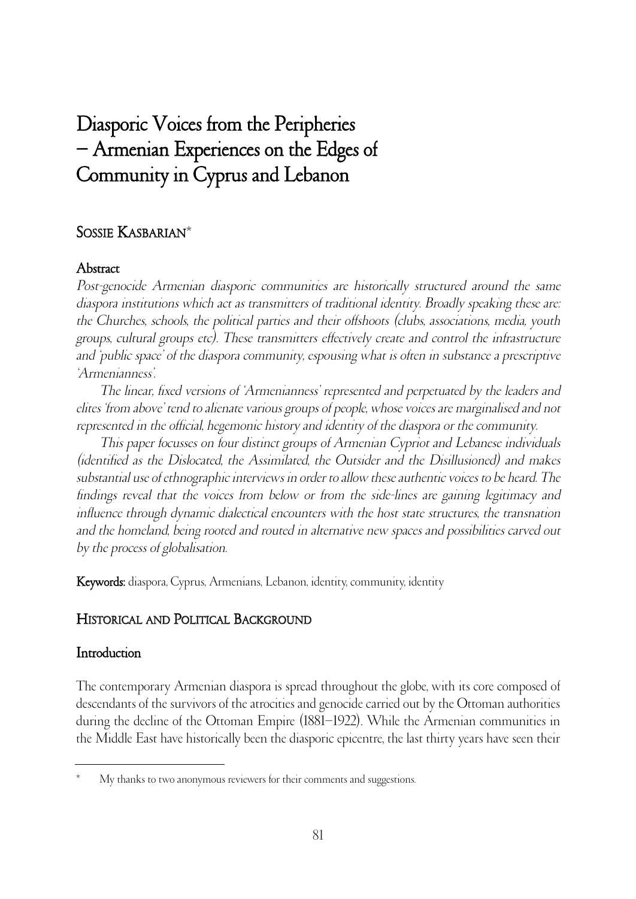# Diasporic Voices from the Peripheries – Armenian Experiences on the Edges of Community in Cyprus and Lebanon

## Sossie Kasbarian*

### Abstract

*Post-genocide Armenian diasporic communities are historically structured around the same diaspora institutions which act as transmitters of traditional identity. Broadly speaking these are: the Churches, schools, the political parties and their offshoots (clubs, associations, media, youth groups, cultural groups etc). These transmitters effectively create and control the infrastructure and 'public space' of the diaspora community, espousing what is often in substance a prescriptive 'Armenianness'.*

*The linear, fixed versions of 'Armenianness' represented and perpetuated by the leaders and elites 'from above' tend to alienate various groups of people, whose voices are marginalised and not represented in the official, hegemonic history and identity of the diaspora or the community.*

*This paper focusses on four distinct groups of Armenian Cypriot and Lebanese individuals (identified as the Dislocated, the Assimilated, the Outsider and the Disillusioned) and makes substantial use of ethnographic interviews in order to allow these authentic voices to be heard. The findings reveal that the voices from below or from the side-lines are gaining legitimacy and influence through dynamic dialectical encounters with the host state structures, the transnation and the homeland, being rooted and routed in alternative new spaces and possibilities carved out by the process of globalisation.*

**Keywords:** diaspora, Cyprus, Armenians, Lebanon, identity, community, identity

## Historical and Political Background

### Introduction

The contemporary Armenian diaspora is spread throughout the globe, with its core composed of descendants of the survivors of the atrocities and genocide carried out by the Ottoman authorities during the decline of the Ottoman Empire (1881–1922). While the Armenian communities in the Middle East have historically been the diasporic epicentre, the last thirty years have seen their

---

* My thanks to two anonymous reviewers for their comments and suggestions.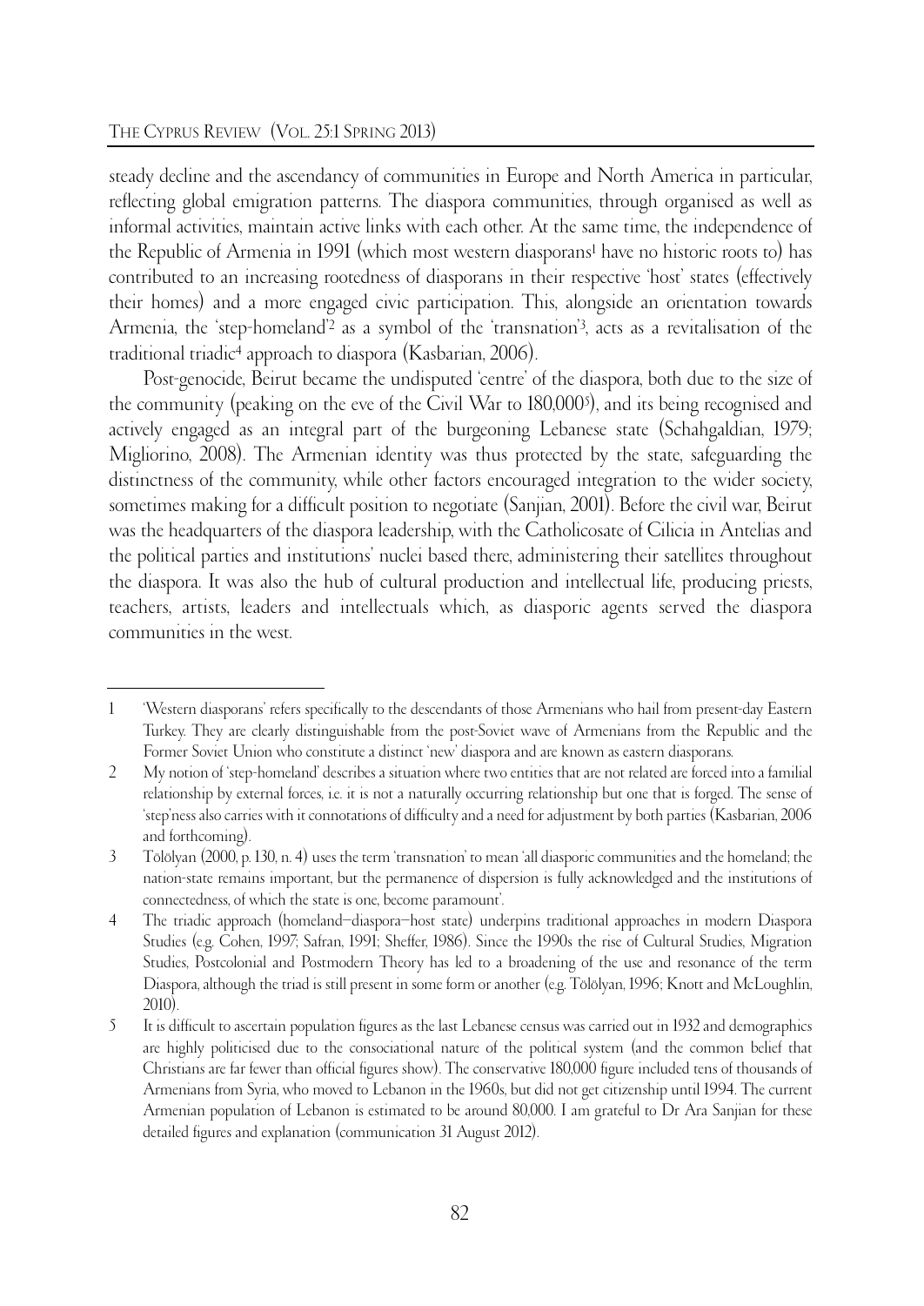steady decline and the ascendancy of communities in Europe and North America in particular, reflecting global emigration patterns. The diaspora communities, through organised as well as informal activities, maintain active links with each other. At the same time, the independence of the Republic of Armenia in 1991 (which most western diasporans[1] have no historic roots to) has contributed to an increasing rootedness of diasporans in their respective 'host' states (effectively their homes) and a more engaged civic participation. This, alongside an orientation towards Armenia, the 'step-homeland'[2] as a symbol of the 'transnation'[3], acts as a revitalisation of the traditional triadic[4] approach to diaspora (Kasbarian, 2006).

Post-genocide, Beirut became the undisputed 'centre' of the diaspora, both due to the size of the community (peaking on the eve of the Civil War to 180,000[5]), and its being recognised and actively engaged as an integral part of the burgeoning Lebanese state (Schahgaldian, 1979; Migliorino, 2008). The Armenian identity was thus protected by the state, safeguarding the distinctness of the community, while other factors encouraged integration to the wider society, sometimes making for a difficult position to negotiate (Sanjian, 2001). Before the civil war, Beirut was the headquarters of the diaspora leadership, with the Catholicosate of Cilicia in Antelias and the political parties and institutions' nuclei based there, administering their satellites throughout the diaspora. It was also the hub of cultural production and intellectual life, producing priests, teachers, artists, leaders and intellectuals which, as diasporic agents served the diaspora communities in the west.

---

1. 'Western diasporans' refers specifically to the descendants of those Armenians who hail from present-day Eastern Turkey. They are clearly distinguishable from the post-Soviet wave of Armenians from the Republic and the Former Soviet Union who constitute a distinct 'new' diaspora and are known as eastern diasporans.
2. My notion of 'step-homeland' describes a situation where two entities that are not related are forced into a familial relationship by external forces, i.e. it is not a naturally occurring relationship but one that is forged. The sense of 'step'ness also carries with it connotations of difficulty and a need for adjustment by both parties (Kasbarian, 2006 and forthcoming).
3. Tölölyan (2000, p. 130, n. 4) uses the term 'transnation' to mean 'all diasporic communities and the homeland; the nation-state remains important, but the permanence of dispersion is fully acknowledged and the institutions of connectedness, of which the state is one, become paramount'.
4. The triadic approach (homeland–diaspora–host state) underpins traditional approaches in modern Diaspora Studies (e.g. Cohen, 1997; Safran, 1991; Sheffer, 1986). Since the 1990s the rise of Cultural Studies, Migration Studies, Postcolonial and Postmodern Theory has led to a broadening of the use and resonance of the term Diaspora, although the triad is still present in some form or another (e.g. Tölölyan, 1996; Knott and McLoughlin, 2010).
5. It is difficult to ascertain population figures as the last Lebanese census was carried out in 1932 and demographics are highly politicised due to the consociational nature of the political system (and the common belief that Christians are far fewer than official figures show). The conservative 180,000 figure included tens of thousands of Armenians from Syria, who moved to Lebanon in the 1960s, but did not get citizenship until 1994. The current Armenian population of Lebanon is estimated to be around 80,000. I am grateful to Dr Ara Sanjian for these detailed figures and explanation (communication 31 August 2012).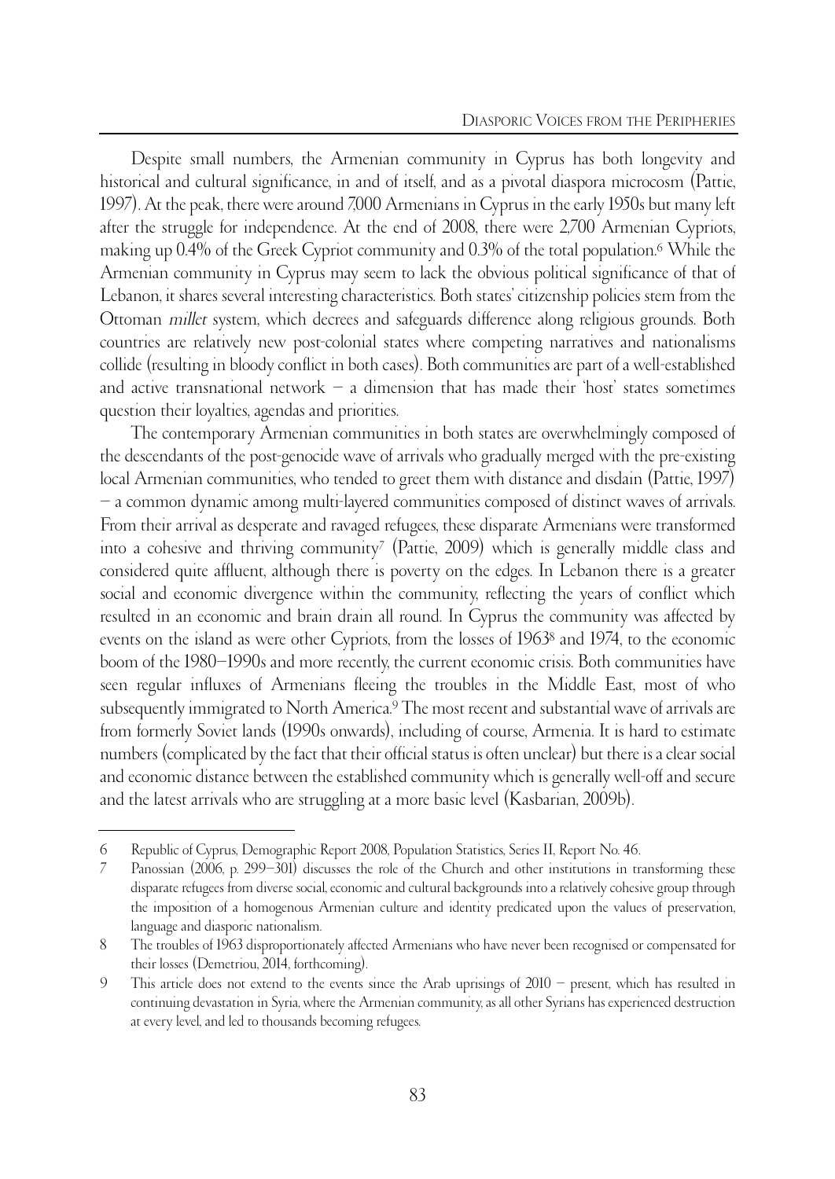Despite small numbers, the Armenian community in Cyprus has both longevity and historical and cultural significance, in and of itself, and as a pivotal diaspora microcosm (Pattie, 1997). At the peak, there were around 7,000 Armenians in Cyprus in the early 1950s but many left after the struggle for independence. At the end of 2008, there were 2,700 Armenian Cypriots, making up 0.4% of the Greek Cypriot community and 0.3% of the total population.[6] While the Armenian community in Cyprus may seem to lack the obvious political significance of that of Lebanon, it shares several interesting characteristics. Both states' citizenship policies stem from the Ottoman *millet* system, which decrees and safeguards difference along religious grounds. Both countries are relatively new post-colonial states where competing narratives and nationalisms collide (resulting in bloody conflict in both cases). Both communities are part of a well-established and active transnational network – a dimension that has made their 'host' states sometimes question their loyalties, agendas and priorities.

The contemporary Armenian communities in both states are overwhelmingly composed of the descendants of the post-genocide wave of arrivals who gradually merged with the pre-existing local Armenian communities, who tended to greet them with distance and disdain (Pattie, 1997) – a common dynamic among multi-layered communities composed of distinct waves of arrivals. From their arrival as desperate and ravaged refugees, these disparate Armenians were transformed into a cohesive and thriving community[7] (Pattie, 2009) which is generally middle class and considered quite affluent, although there is poverty on the edges. In Lebanon there is a greater social and economic divergence within the community, reflecting the years of conflict which resulted in an economic and brain drain all round. In Cyprus the community was affected by events on the island as were other Cypriots, from the losses of 1963[8] and 1974, to the economic boom of the 1980–1990s and more recently, the current economic crisis. Both communities have seen regular influxes of Armenians fleeing the troubles in the Middle East, most of who subsequently immigrated to North America.[9] The most recent and substantial wave of arrivals are from formerly Soviet lands (1990s onwards), including of course, Armenia. It is hard to estimate numbers (complicated by the fact that their official status is often unclear) but there is a clear social and economic distance between the established community which is generally well-off and secure and the latest arrivals who are struggling at a more basic level (Kasbarian, 2009b).

---

6 Republic of Cyprus, Demographic Report 2008, Population Statistics, Series II, Report No. 46.

7 Panossian (2006, p. 299–301) discusses the role of the Church and other institutions in transforming these disparate refugees from diverse social, economic and cultural backgrounds into a relatively cohesive group through the imposition of a homogenous Armenian culture and identity predicated upon the values of preservation, language and diasporic nationalism.

8 The troubles of 1963 disproportionately affected Armenians who have never been recognised or compensated for their losses (Demetriou, 2014, forthcoming).

9 This article does not extend to the events since the Arab uprisings of 2010 – present, which has resulted in continuing devastation in Syria, where the Armenian community, as all other Syrians has experienced destruction at every level, and led to thousands becoming refugees.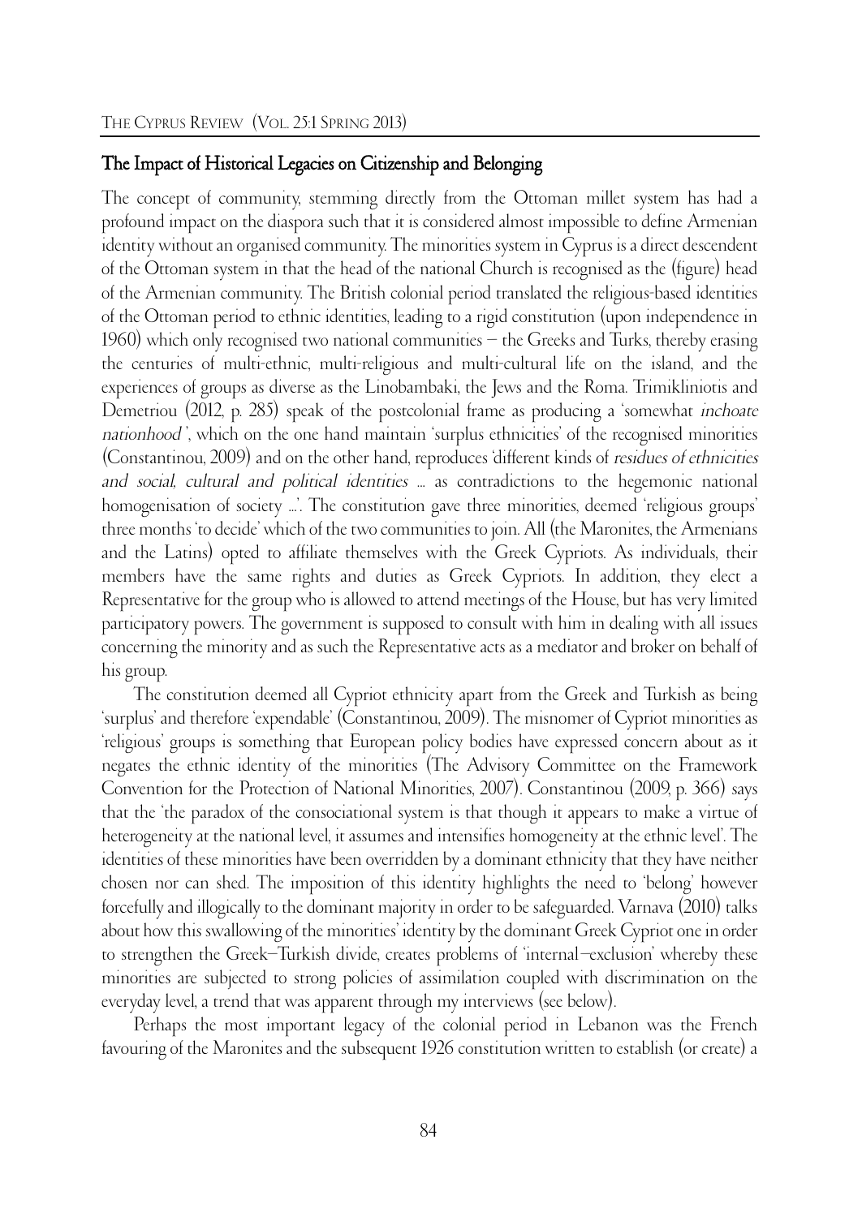## The Impact of Historical Legacies on Citizenship and Belonging

The concept of community, stemming directly from the Ottoman millet system has had a profound impact on the diaspora such that it is considered almost impossible to define Armenian identity without an organised community. The minorities system in Cyprus is a direct descendent of the Ottoman system in that the head of the national Church is recognised as the (figure) head of the Armenian community. The British colonial period translated the religious-based identities of the Ottoman period to ethnic identities, leading to a rigid constitution (upon independence in 1960) which only recognised two national communities – the Greeks and Turks, thereby erasing the centuries of multi-ethnic, multi-religious and multi-cultural life on the island, and the experiences of groups as diverse as the Linobambaki, the Jews and the Roma. Trimikliniotis and Demetriou (2012, p. 285) speak of the postcolonial frame as producing a 'somewhat *inchoate nationhood* ', which on the one hand maintain 'surplus ethnicities' of the recognised minorities (Constantinou, 2009) and on the other hand, reproduces 'different kinds of *residues of ethnicities and social, cultural and political identities* … as contradictions to the hegemonic national homogenisation of society …'. The constitution gave three minorities, deemed 'religious groups' three months 'to decide' which of the two communities to join. All (the Maronites, the Armenians and the Latins) opted to affiliate themselves with the Greek Cypriots. As individuals, their members have the same rights and duties as Greek Cypriots. In addition, they elect a Representative for the group who is allowed to attend meetings of the House, but has very limited participatory powers. The government is supposed to consult with him in dealing with all issues concerning the minority and as such the Representative acts as a mediator and broker on behalf of his group.

The constitution deemed all Cypriot ethnicity apart from the Greek and Turkish as being 'surplus' and therefore 'expendable' (Constantinou, 2009). The misnomer of Cypriot minorities as 'religious' groups is something that European policy bodies have expressed concern about as it negates the ethnic identity of the minorities (The Advisory Committee on the Framework Convention for the Protection of National Minorities, 2007). Constantinou (2009, p. 366) says that the 'the paradox of the consociational system is that though it appears to make a virtue of heterogeneity at the national level, it assumes and intensifies homogeneity at the ethnic level'. The identities of these minorities have been overridden by a dominant ethnicity that they have neither chosen nor can shed. The imposition of this identity highlights the need to 'belong' however forcefully and illogically to the dominant majority in order to be safeguarded. Varnava (2010) talks about how this swallowing of the minorities' identity by the dominant Greek Cypriot one in order to strengthen the Greek–Turkish divide, creates problems of 'internal–exclusion' whereby these minorities are subjected to strong policies of assimilation coupled with discrimination on the everyday level, a trend that was apparent through my interviews (see below).

Perhaps the most important legacy of the colonial period in Lebanon was the French favouring of the Maronites and the subsequent 1926 constitution written to establish (or create) a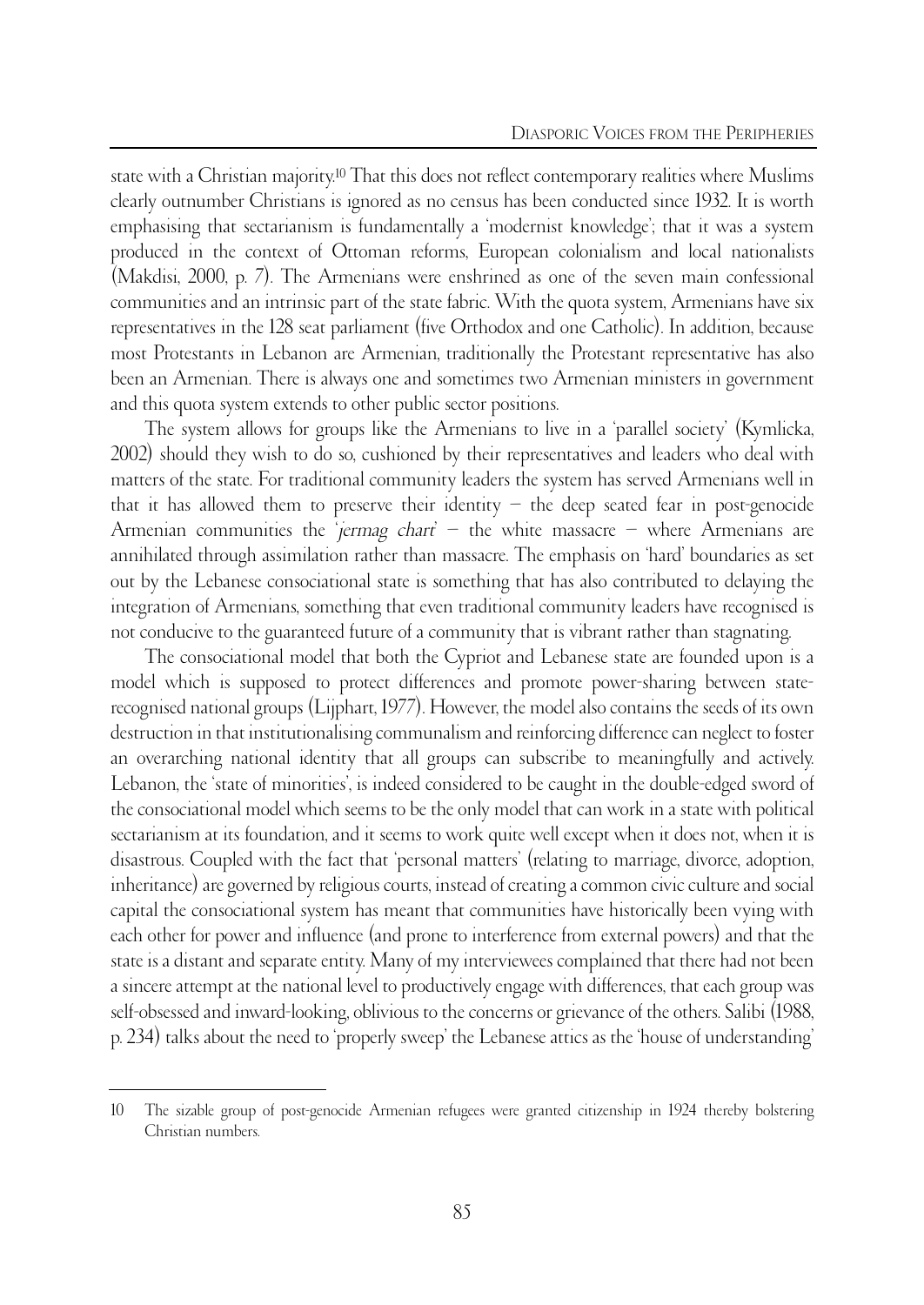state with a Christian majority.[10] That this does not reflect contemporary realities where Muslims clearly outnumber Christians is ignored as no census has been conducted since 1932. It is worth emphasising that sectarianism is fundamentally a 'modernist knowledge'; that it was a system produced in the context of Ottoman reforms, European colonialism and local nationalists (Makdisi, 2000, p. 7). The Armenians were enshrined as one of the seven main confessional communities and an intrinsic part of the state fabric. With the quota system, Armenians have six representatives in the 128 seat parliament (five Orthodox and one Catholic). In addition, because most Protestants in Lebanon are Armenian, traditionally the Protestant representative has also been an Armenian. There is always one and sometimes two Armenian ministers in government and this quota system extends to other public sector positions.

The system allows for groups like the Armenians to live in a 'parallel society' (Kymlicka, 2002) should they wish to do so, cushioned by their representatives and leaders who deal with matters of the state. For traditional community leaders the system has served Armenians well in that it has allowed them to preserve their identity – the deep seated fear in post-genocide Armenian communities the '*jermag chart*' – the white massacre – where Armenians are annihilated through assimilation rather than massacre. The emphasis on 'hard' boundaries as set out by the Lebanese consociational state is something that has also contributed to delaying the integration of Armenians, something that even traditional community leaders have recognised is not conducive to the guaranteed future of a community that is vibrant rather than stagnating.

The consociational model that both the Cypriot and Lebanese state are founded upon is a model which is supposed to protect differences and promote power-sharing between state-recognised national groups (Lijphart, 1977). However, the model also contains the seeds of its own destruction in that institutionalising communalism and reinforcing difference can neglect to foster an overarching national identity that all groups can subscribe to meaningfully and actively. Lebanon, the 'state of minorities', is indeed considered to be caught in the double-edged sword of the consociational model which seems to be the only model that can work in a state with political sectarianism at its foundation, and it seems to work quite well except when it does not, when it is disastrous. Coupled with the fact that 'personal matters' (relating to marriage, divorce, adoption, inheritance) are governed by religious courts, instead of creating a common civic culture and social capital the consociational system has meant that communities have historically been vying with each other for power and influence (and prone to interference from external powers) and that the state is a distant and separate entity. Many of my interviewees complained that there had not been a sincere attempt at the national level to productively engage with differences, that each group was self-obsessed and inward-looking, oblivious to the concerns or grievance of the others. Salibi (1988, p. 234) talks about the need to 'properly sweep' the Lebanese attics as the 'house of understanding'

---

10 The sizable group of post-genocide Armenian refugees were granted citizenship in 1924 thereby bolstering Christian numbers.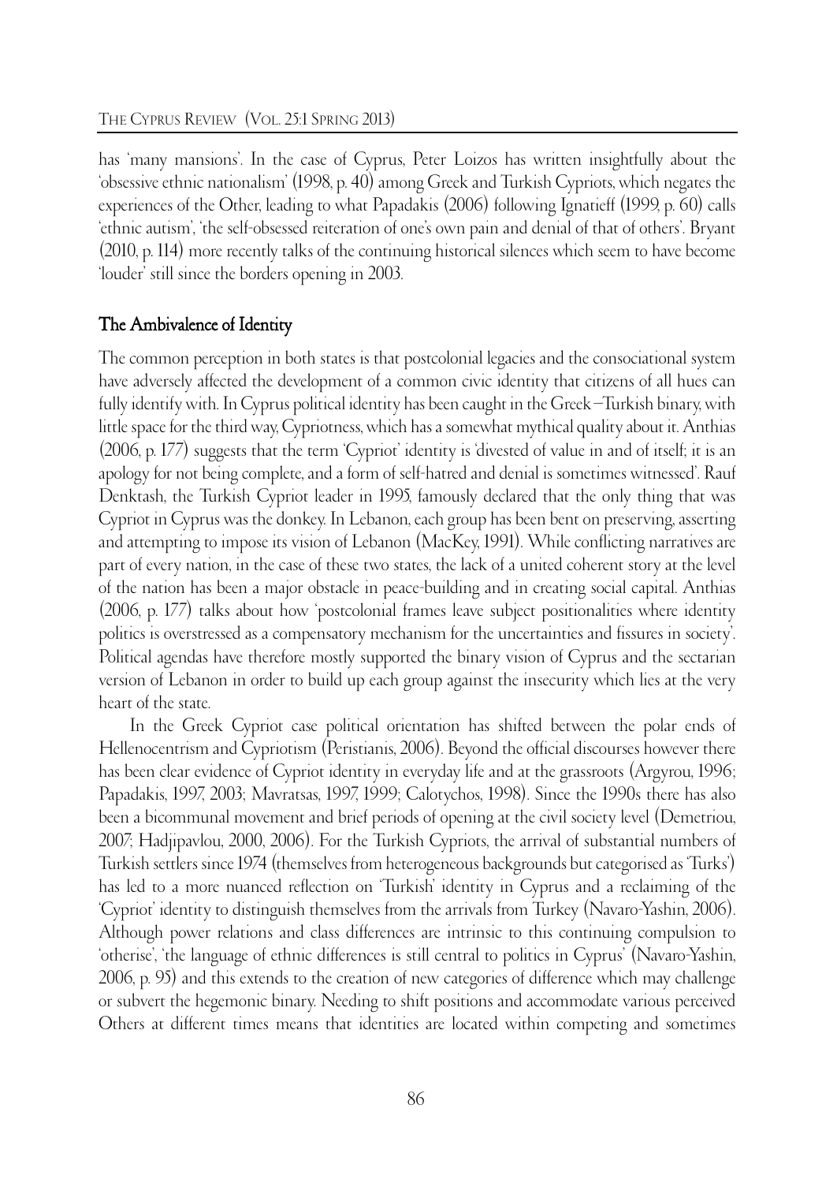has 'many mansions'. In the case of Cyprus, Peter Loizos has written insightfully about the 'obsessive ethnic nationalism' (1998, p. 40) among Greek and Turkish Cypriots, which negates the experiences of the Other, leading to what Papadakis (2006) following Ignatieff (1999, p. 60) calls 'ethnic autism', 'the self-obsessed reiteration of one's own pain and denial of that of others'. Bryant (2010, p. 114) more recently talks of the continuing historical silences which seem to have become 'louder' still since the borders opening in 2003.

## The Ambivalence of Identity

The common perception in both states is that postcolonial legacies and the consociational system have adversely affected the development of a common civic identity that citizens of all hues can fully identify with. In Cyprus political identity has been caught in the Greek–Turkish binary, with little space for the third way, Cypriotness, which has a somewhat mythical quality about it. Anthias (2006, p. 177) suggests that the term 'Cypriot' identity is 'divested of value in and of itself; it is an apology for not being complete, and a form of self-hatred and denial is sometimes witnessed'. Rauf Denktash, the Turkish Cypriot leader in 1995, famously declared that the only thing that was Cypriot in Cyprus was the donkey. In Lebanon, each group has been bent on preserving, asserting and attempting to impose its vision of Lebanon (MacKey, 1991). While conflicting narratives are part of every nation, in the case of these two states, the lack of a united coherent story at the level of the nation has been a major obstacle in peace-building and in creating social capital. Anthias (2006, p. 177) talks about how 'postcolonial frames leave subject positionalities where identity politics is overstressed as a compensatory mechanism for the uncertainties and fissures in society'. Political agendas have therefore mostly supported the binary vision of Cyprus and the sectarian version of Lebanon in order to build up each group against the insecurity which lies at the very heart of the state.

In the Greek Cypriot case political orientation has shifted between the polar ends of Hellenocentrism and Cypriotism (Peristianis, 2006). Beyond the official discourses however there has been clear evidence of Cypriot identity in everyday life and at the grassroots (Argyrou, 1996; Papadakis, 1997, 2003; Mavratsas, 1997, 1999; Calotychos, 1998). Since the 1990s there has also been a bicommunal movement and brief periods of opening at the civil society level (Demetriou, 2007; Hadjipavlou, 2000, 2006). For the Turkish Cypriots, the arrival of substantial numbers of Turkish settlers since 1974 (themselves from heterogeneous backgrounds but categorised as 'Turks') has led to a more nuanced reflection on 'Turkish' identity in Cyprus and a reclaiming of the 'Cypriot' identity to distinguish themselves from the arrivals from Turkey (Navaro-Yashin, 2006). Although power relations and class differences are intrinsic to this continuing compulsion to 'otherise', 'the language of ethnic differences is still central to politics in Cyprus' (Navaro-Yashin, 2006, p. 95) and this extends to the creation of new categories of difference which may challenge or subvert the hegemonic binary. Needing to shift positions and accommodate various perceived Others at different times means that identities are located within competing and sometimes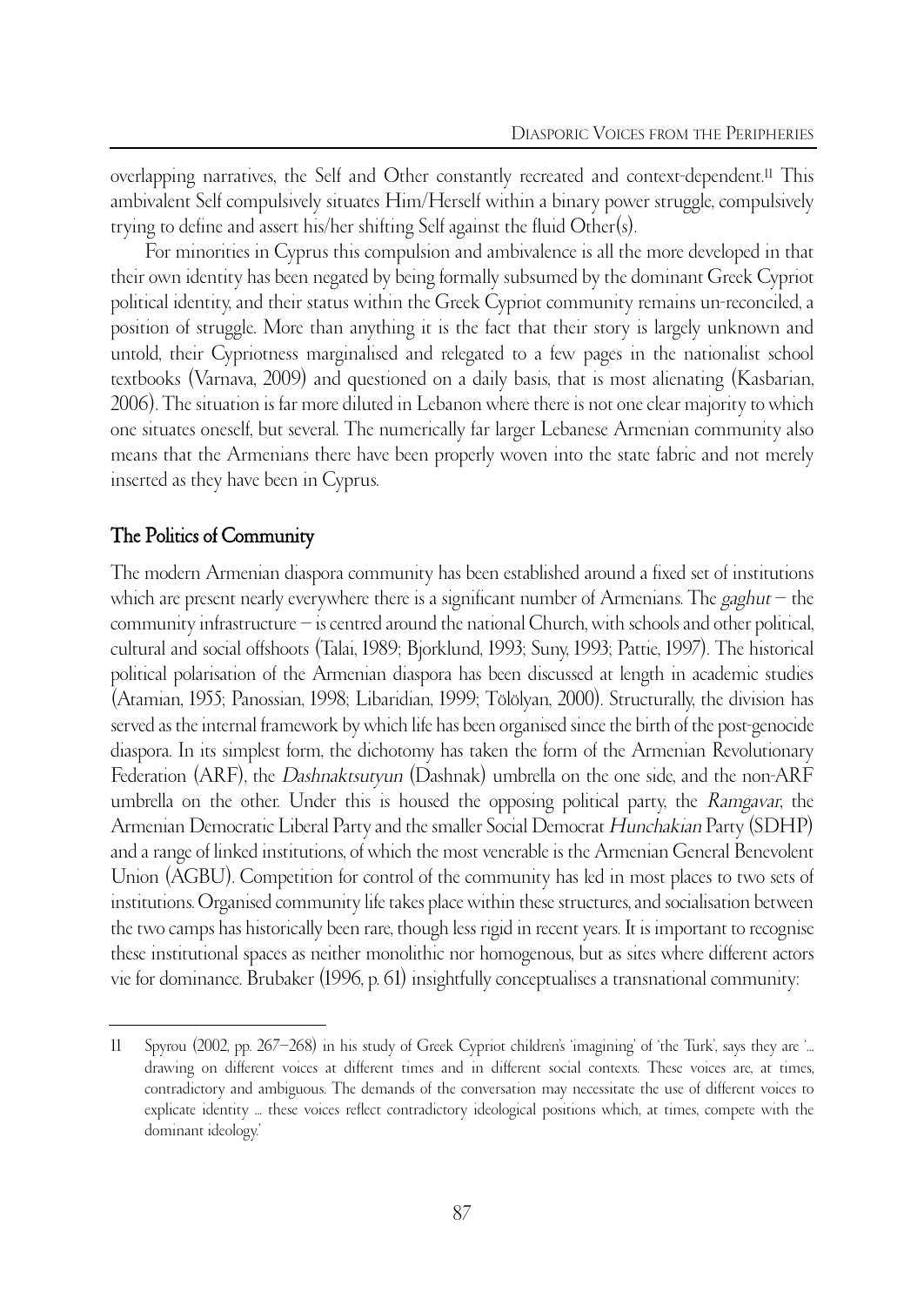overlapping narratives, the Self and Other constantly recreated and context-dependent.[11] This ambivalent Self compulsively situates Him/Herself within a binary power struggle, compulsively trying to define and assert his/her shifting Self against the fluid Other(s).

For minorities in Cyprus this compulsion and ambivalence is all the more developed in that their own identity has been negated by being formally subsumed by the dominant Greek Cypriot political identity, and their status within the Greek Cypriot community remains un-reconciled, a position of struggle. More than anything it is the fact that their story is largely unknown and untold, their Cypriotness marginalised and relegated to a few pages in the nationalist school textbooks (Varnava, 2009) and questioned on a daily basis, that is most alienating (Kasbarian, 2006). The situation is far more diluted in Lebanon where there is not one clear majority to which one situates oneself, but several. The numerically far larger Lebanese Armenian community also means that the Armenians there have been properly woven into the state fabric and not merely inserted as they have been in Cyprus.

## The Politics of Community

The modern Armenian diaspora community has been established around a fixed set of institutions which are present nearly everywhere there is a significant number of Armenians. The *gaghut* – the community infrastructure – is centred around the national Church, with schools and other political, cultural and social offshoots (Talai, 1989; Bjorklund, 1993; Suny, 1993; Pattie, 1997). The historical political polarisation of the Armenian diaspora has been discussed at length in academic studies (Atamian, 1955; Panossian, 1998; Libaridian, 1999; Tölölyan, 2000). Structurally, the division has served as the internal framework by which life has been organised since the birth of the post-genocide diaspora. In its simplest form, the dichotomy has taken the form of the Armenian Revolutionary Federation (ARF), the *Dashnaktsutyun* (Dashnak) umbrella on the one side, and the non-ARF umbrella on the other. Under this is housed the opposing political party, the *Ramgavar*, the Armenian Democratic Liberal Party and the smaller Social Democrat *Hunchakian* Party (SDHP) and a range of linked institutions, of which the most venerable is the Armenian General Benevolent Union (AGBU). Competition for control of the community has led in most places to two sets of institutions. Organised community life takes place within these structures, and socialisation between the two camps has historically been rare, though less rigid in recent years. It is important to recognise these institutional spaces as neither monolithic nor homogenous, but as sites where different actors vie for dominance. Brubaker (1996, p. 61) insightfully conceptualises a transnational community:

---

11 Spyrou (2002, pp. 267–268) in his study of Greek Cypriot children's 'imagining' of 'the Turk', says they are '... drawing on different voices at different times and in different social contexts. These voices are, at times, contradictory and ambiguous. The demands of the conversation may necessitate the use of different voices to explicate identity ... these voices reflect contradictory ideological positions which, at times, compete with the dominant ideology.'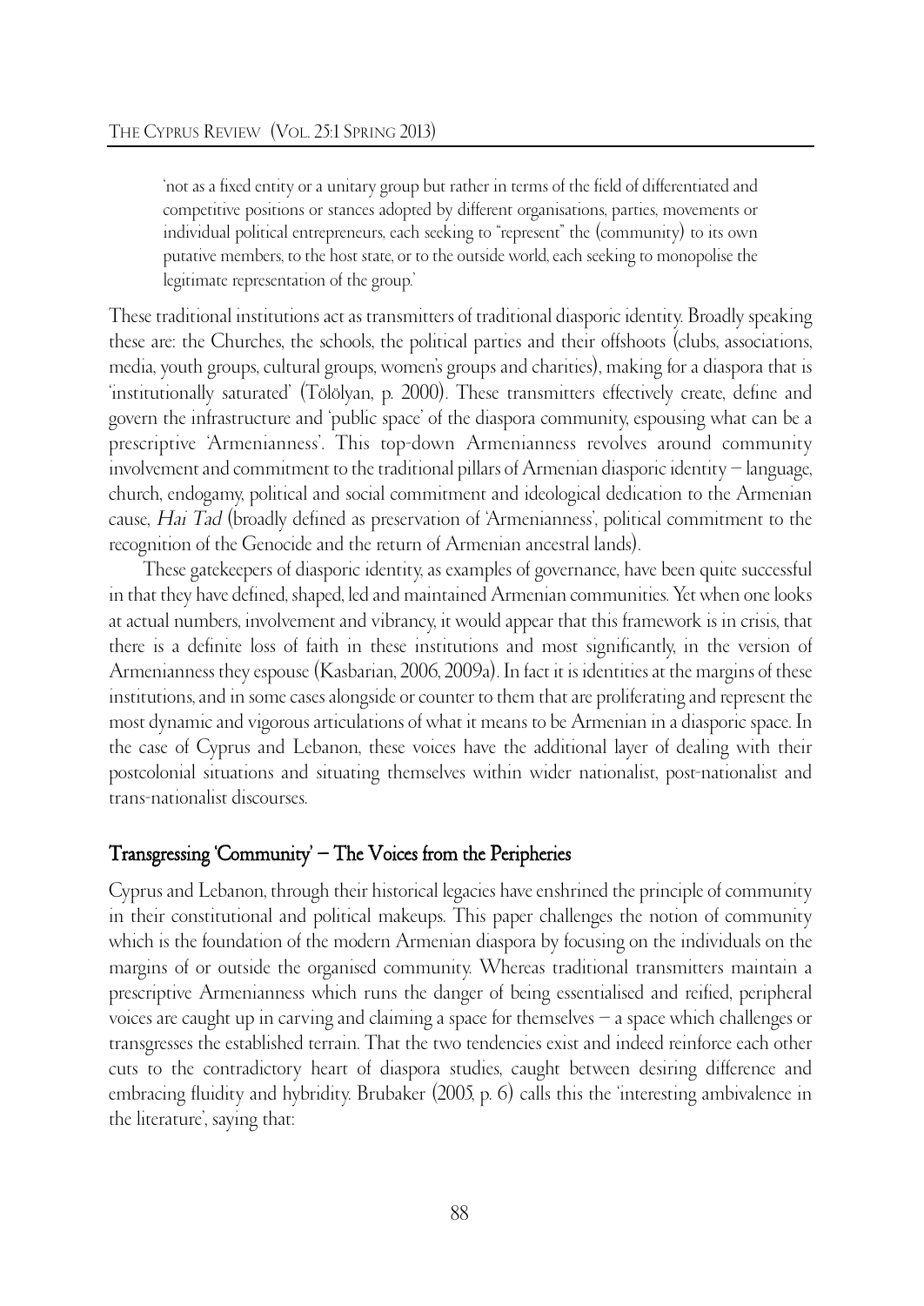> 'not as a fixed entity or a unitary group but rather in terms of the field of differentiated and competitive positions or stances adopted by different organisations, parties, movements or individual political entrepreneurs, each seeking to "represent" the (community) to its own putative members, to the host state, or to the outside world, each seeking to monopolise the legitimate representation of the group.'

These traditional institutions act as transmitters of traditional diasporic identity. Broadly speaking these are: the Churches, the schools, the political parties and their offshoots (clubs, associations, media, youth groups, cultural groups, women's groups and charities), making for a diaspora that is 'institutionally saturated' (Tölölyan, p. 2000). These transmitters effectively create, define and govern the infrastructure and 'public space' of the diaspora community, espousing what can be a prescriptive 'Armenianness'. This top-down Armenianness revolves around community involvement and commitment to the traditional pillars of Armenian diasporic identity – language, church, endogamy, political and social commitment and ideological dedication to the Armenian cause, *Hai Tad* (broadly defined as preservation of 'Armenianness', political commitment to the recognition of the Genocide and the return of Armenian ancestral lands).

These gatekeepers of diasporic identity, as examples of governance, have been quite successful in that they have defined, shaped, led and maintained Armenian communities. Yet when one looks at actual numbers, involvement and vibrancy, it would appear that this framework is in crisis, that there is a definite loss of faith in these institutions and most significantly, in the version of Armenianness they espouse (Kasbarian, 2006, 2009a). In fact it is identities at the margins of these institutions, and in some cases alongside or counter to them that are proliferating and represent the most dynamic and vigorous articulations of what it means to be Armenian in a diasporic space. In the case of Cyprus and Lebanon, these voices have the additional layer of dealing with their postcolonial situations and situating themselves within wider nationalist, post-nationalist and trans-nationalist discourses.

## Transgressing 'Community' – The Voices from the Peripheries

Cyprus and Lebanon, through their historical legacies have enshrined the principle of community in their constitutional and political makeups. This paper challenges the notion of community which is the foundation of the modern Armenian diaspora by focusing on the individuals on the margins of or outside the organised community. Whereas traditional transmitters maintain a prescriptive Armenianness which runs the danger of being essentialised and reified, peripheral voices are caught up in carving and claiming a space for themselves – a space which challenges or transgresses the established terrain. That the two tendencies exist and indeed reinforce each other cuts to the contradictory heart of diaspora studies, caught between desiring difference and embracing fluidity and hybridity. Brubaker (2005, p. 6) calls this the 'interesting ambivalence in the literature', saying that: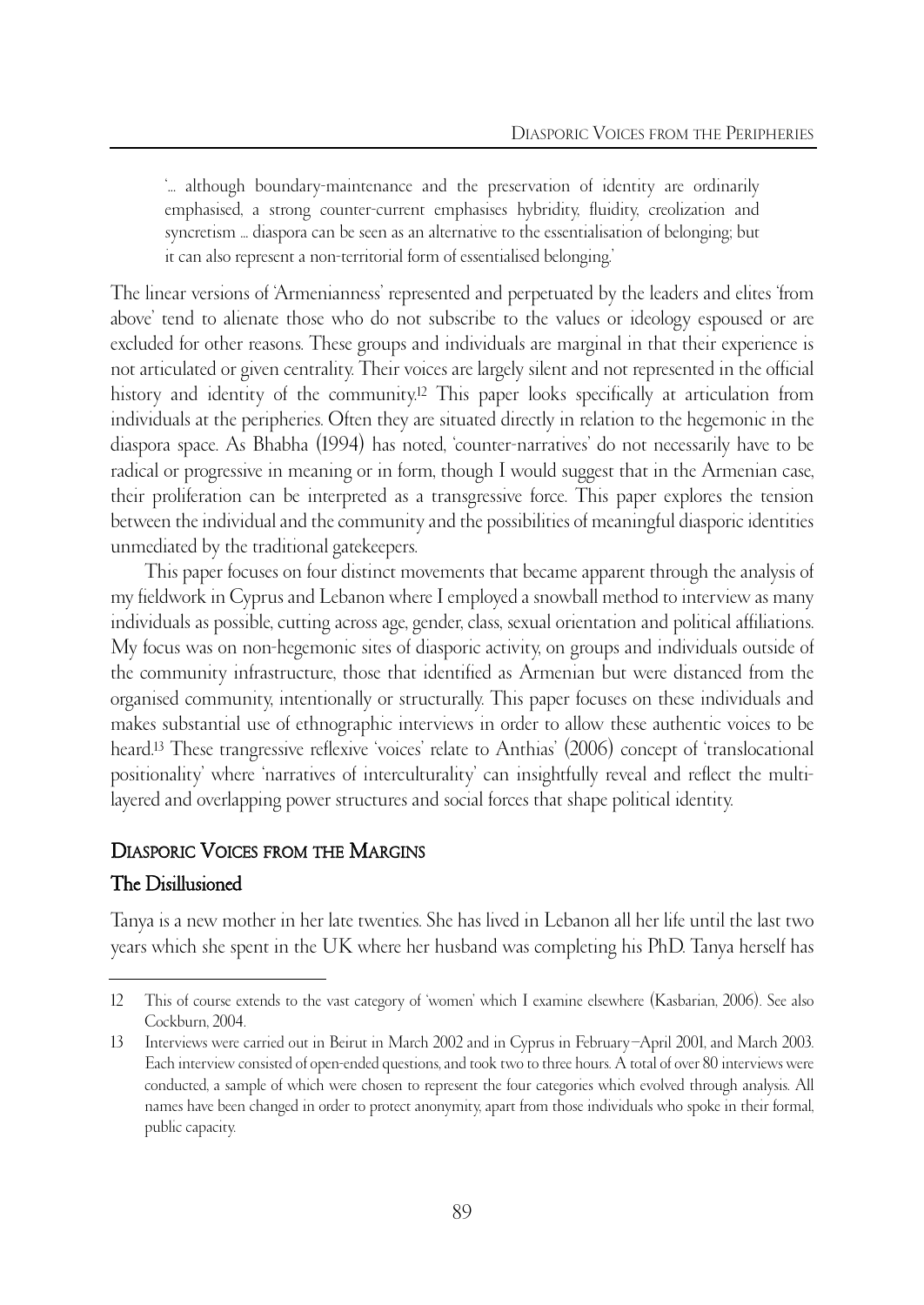> '... although boundary-maintenance and the preservation of identity are ordinarily emphasised, a strong counter-current emphasises hybridity, fluidity, creolization and syncretism ... diaspora can be seen as an alternative to the essentialisation of belonging; but it can also represent a non-territorial form of essentialised belonging.'

The linear versions of 'Armenianness' represented and perpetuated by the leaders and elites 'from above' tend to alienate those who do not subscribe to the values or ideology espoused or are excluded for other reasons. These groups and individuals are marginal in that their experience is not articulated or given centrality. Their voices are largely silent and not represented in the official history and identity of the community.[12] This paper looks specifically at articulation from individuals at the peripheries. Often they are situated directly in relation to the hegemonic in the diaspora space. As Bhabha (1994) has noted, 'counter-narratives' do not necessarily have to be radical or progressive in meaning or in form, though I would suggest that in the Armenian case, their proliferation can be interpreted as a transgressive force. This paper explores the tension between the individual and the community and the possibilities of meaningful diasporic identities unmediated by the traditional gatekeepers.

This paper focuses on four distinct movements that became apparent through the analysis of my fieldwork in Cyprus and Lebanon where I employed a snowball method to interview as many individuals as possible, cutting across age, gender, class, sexual orientation and political affiliations. My focus was on non-hegemonic sites of diasporic activity, on groups and individuals outside of the community infrastructure, those that identified as Armenian but were distanced from the organised community, intentionally or structurally. This paper focuses on these individuals and makes substantial use of ethnographic interviews in order to allow these authentic voices to be heard.[13] These trangressive reflexive 'voices' relate to Anthias' (2006) concept of 'translocational positionality' where 'narratives of interculturality' can insightfully reveal and reflect the multi-layered and overlapping power structures and social forces that shape political identity.

## Diasporic Voices from the Margins

### The Disillusioned

Tanya is a new mother in her late twenties. She has lived in Lebanon all her life until the last two years which she spent in the UK where her husband was completing his PhD. Tanya herself has

---

12 This of course extends to the vast category of 'women' which I examine elsewhere (Kasbarian, 2006). See also Cockburn, 2004.

13 Interviews were carried out in Beirut in March 2002 and in Cyprus in February–April 2001, and March 2003. Each interview consisted of open-ended questions, and took two to three hours. A total of over 80 interviews were conducted, a sample of which were chosen to represent the four categories which evolved through analysis. All names have been changed in order to protect anonymity, apart from those individuals who spoke in their formal, public capacity.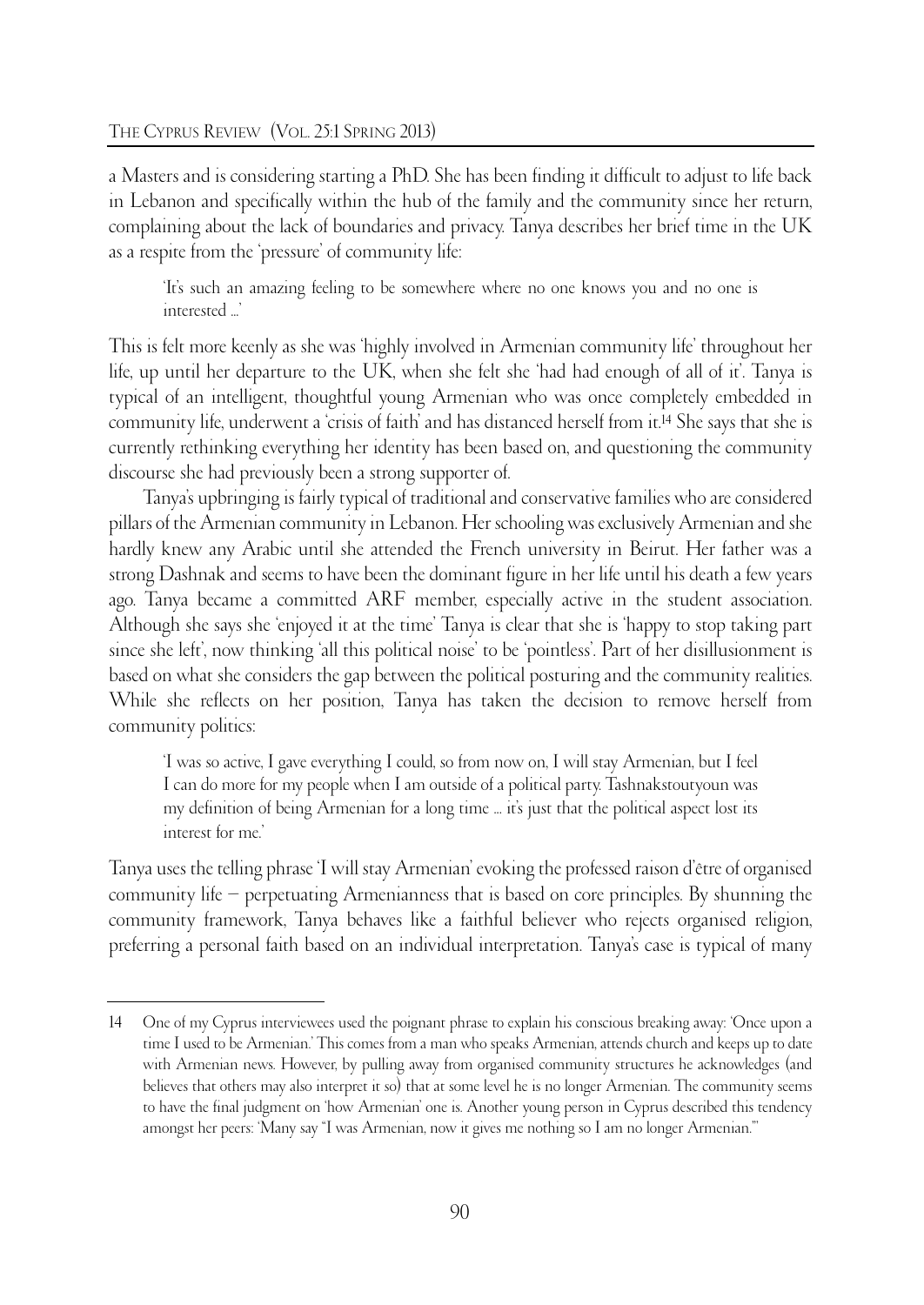a Masters and is considering starting a PhD. She has been finding it difficult to adjust to life back in Lebanon and specifically within the hub of the family and the community since her return, complaining about the lack of boundaries and privacy. Tanya describes her brief time in the UK as a respite from the 'pressure' of community life:

> 'It's such an amazing feeling to be somewhere where no one knows you and no one is interested ...'

This is felt more keenly as she was 'highly involved in Armenian community life' throughout her life, up until her departure to the UK, when she felt she 'had had enough of all of it'. Tanya is typical of an intelligent, thoughtful young Armenian who was once completely embedded in community life, underwent a 'crisis of faith' and has distanced herself from it.[14] She says that she is currently rethinking everything her identity has been based on, and questioning the community discourse she had previously been a strong supporter of.

Tanya's upbringing is fairly typical of traditional and conservative families who are considered pillars of the Armenian community in Lebanon. Her schooling was exclusively Armenian and she hardly knew any Arabic until she attended the French university in Beirut. Her father was a strong Dashnak and seems to have been the dominant figure in her life until his death a few years ago. Tanya became a committed ARF member, especially active in the student association. Although she says she 'enjoyed it at the time' Tanya is clear that she is 'happy to stop taking part since she left', now thinking 'all this political noise' to be 'pointless'. Part of her disillusionment is based on what she considers the gap between the political posturing and the community realities. While she reflects on her position, Tanya has taken the decision to remove herself from community politics:

> 'I was so active, I gave everything I could, so from now on, I will stay Armenian, but I feel I can do more for my people when I am outside of a political party. Tashnakstoutyoun was my definition of being Armenian for a long time ... it's just that the political aspect lost its interest for me.'

Tanya uses the telling phrase 'I will stay Armenian' evoking the professed raison d'être of organised community life – perpetuating Armenianness that is based on core principles. By shunning the community framework, Tanya behaves like a faithful believer who rejects organised religion, preferring a personal faith based on an individual interpretation. Tanya's case is typical of many

---

14 One of my Cyprus interviewees used the poignant phrase to explain his conscious breaking away: 'Once upon a time I used to be Armenian.' This comes from a man who speaks Armenian, attends church and keeps up to date with Armenian news. However, by pulling away from organised community structures he acknowledges (and believes that others may also interpret it so) that at some level he is no longer Armenian. The community seems to have the final judgment on 'how Armenian' one is. Another young person in Cyprus described this tendency amongst her peers: 'Many say "I was Armenian, now it gives me nothing so I am no longer Armenian."'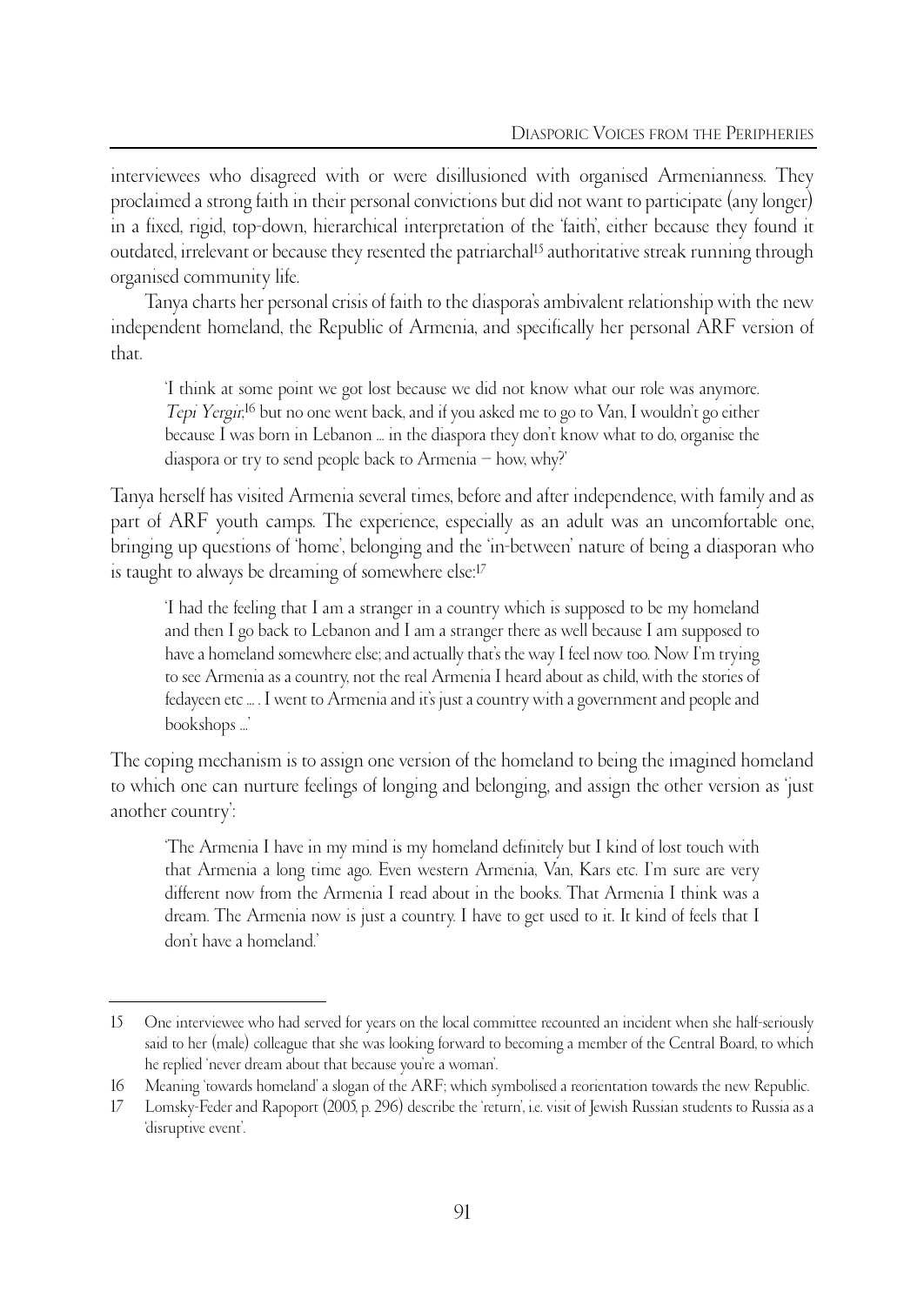interviewees who disagreed with or were disillusioned with organised Armenianness. They proclaimed a strong faith in their personal convictions but did not want to participate (any longer) in a fixed, rigid, top-down, hierarchical interpretation of the 'faith', either because they found it outdated, irrelevant or because they resented the patriarchal[15] authoritative streak running through organised community life.

Tanya charts her personal crisis of faith to the diaspora's ambivalent relationship with the new independent homeland, the Republic of Armenia, and specifically her personal ARF version of that.

> 'I think at some point we got lost because we did not know what our role was anymore. *Tepi Yergir*,[16] but no one went back, and if you asked me to go to Van, I wouldn't go either because I was born in Lebanon … in the diaspora they don't know what to do, organise the diaspora or try to send people back to Armenia – how, why?'

Tanya herself has visited Armenia several times, before and after independence, with family and as part of ARF youth camps. The experience, especially as an adult was an uncomfortable one, bringing up questions of 'home', belonging and the 'in-between' nature of being a diasporan who is taught to always be dreaming of somewhere else:[17]

> 'I had the feeling that I am a stranger in a country which is supposed to be my homeland and then I go back to Lebanon and I am a stranger there as well because I am supposed to have a homeland somewhere else; and actually that's the way I feel now too. Now I'm trying to see Armenia as a country, not the real Armenia I heard about as child, with the stories of fedayeen etc … . I went to Armenia and it's just a country with a government and people and bookshops …'

The coping mechanism is to assign one version of the homeland to being the imagined homeland to which one can nurture feelings of longing and belonging, and assign the other version as 'just another country':

> 'The Armenia I have in my mind is my homeland definitely but I kind of lost touch with that Armenia a long time ago. Even western Armenia, Van, Kars etc. I'm sure are very different now from the Armenia I read about in the books. That Armenia I think was a dream. The Armenia now is just a country. I have to get used to it. It kind of feels that I don't have a homeland.'

---

15 One interviewee who had served for years on the local committee recounted an incident when she half-seriously said to her (male) colleague that she was looking forward to becoming a member of the Central Board, to which he replied 'never dream about that because you're a woman'.

16 Meaning 'towards homeland' a slogan of the ARF; which symbolised a reorientation towards the new Republic.

17 Lomsky-Feder and Rapoport (2003, p. 296) describe the 'return', i.e. visit of Jewish Russian students to Russia as a 'disruptive event'.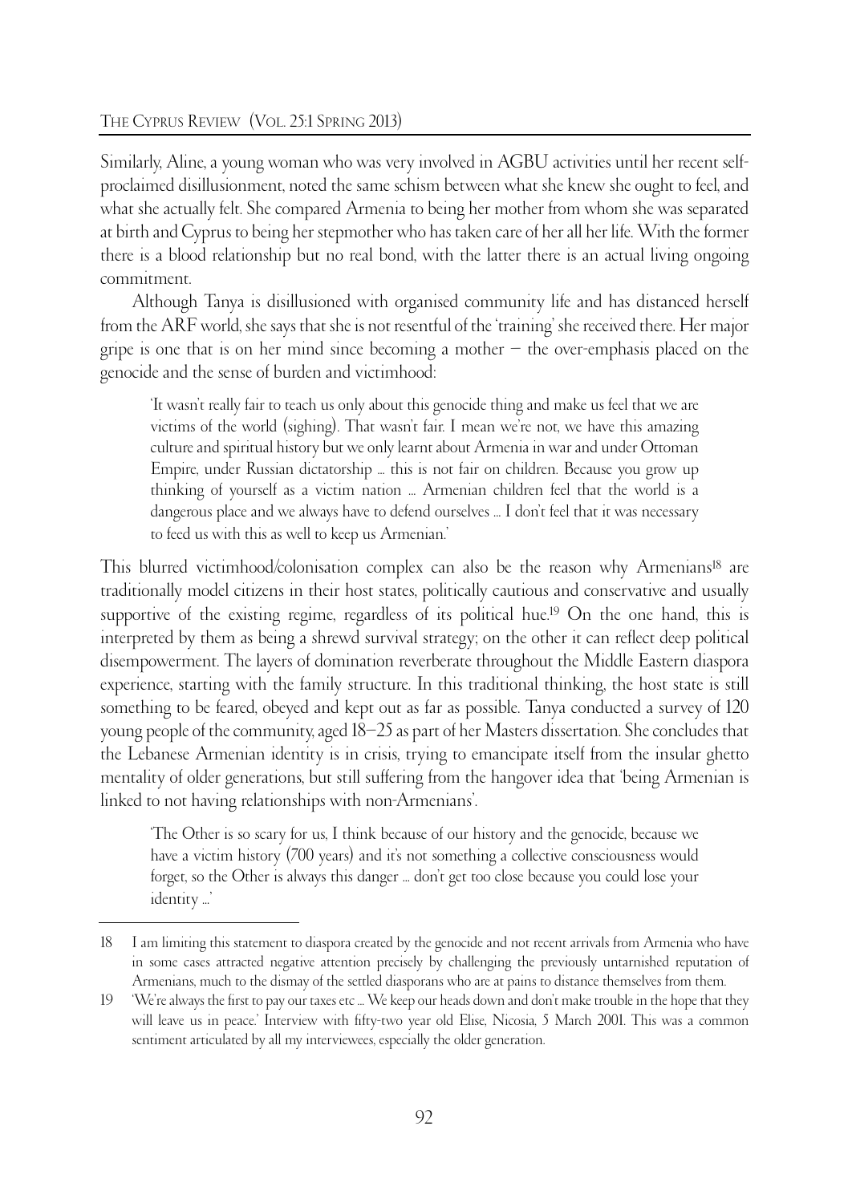Similarly, Aline, a young woman who was very involved in AGBU activities until her recent self-proclaimed disillusionment, noted the same schism between what she knew she ought to feel, and what she actually felt. She compared Armenia to being her mother from whom she was separated at birth and Cyprus to being her stepmother who has taken care of her all her life. With the former there is a blood relationship but no real bond, with the latter there is an actual living ongoing commitment.

Although Tanya is disillusioned with organised community life and has distanced herself from the ARF world, she says that she is not resentful of the 'training' she received there. Her major gripe is one that is on her mind since becoming a mother – the over-emphasis placed on the genocide and the sense of burden and victimhood:

> 'It wasn't really fair to teach us only about this genocide thing and make us feel that we are victims of the world (sighing). That wasn't fair. I mean we're not, we have this amazing culture and spiritual history but we only learnt about Armenia in war and under Ottoman Empire, under Russian dictatorship ... this is not fair on children. Because you grow up thinking of yourself as a victim nation ... Armenian children feel that the world is a dangerous place and we always have to defend ourselves ... I don't feel that it was necessary to feed us with this as well to keep us Armenian.'

This blurred victimhood/colonisation complex can also be the reason why Armenians[18] are traditionally model citizens in their host states, politically cautious and conservative and usually supportive of the existing regime, regardless of its political hue.[19] On the one hand, this is interpreted by them as being a shrewd survival strategy; on the other it can reflect deep political disempowerment. The layers of domination reverberate throughout the Middle Eastern diaspora experience, starting with the family structure. In this traditional thinking, the host state is still something to be feared, obeyed and kept out as far as possible. Tanya conducted a survey of 120 young people of the community, aged 18–25 as part of her Masters dissertation. She concludes that the Lebanese Armenian identity is in crisis, trying to emancipate itself from the insular ghetto mentality of older generations, but still suffering from the hangover idea that 'being Armenian is linked to not having relationships with non-Armenians'.

> 'The Other is so scary for us, I think because of our history and the genocide, because we have a victim history (700 years) and it's not something a collective consciousness would forget, so the Other is always this danger ... don't get too close because you could lose your identity ...'

---

18 I am limiting this statement to diaspora created by the genocide and not recent arrivals from Armenia who have in some cases attracted negative attention precisely by challenging the previously untarnished reputation of Armenians, much to the dismay of the settled diasporans who are at pains to distance themselves from them.

19 'We're always the first to pay our taxes etc ... We keep our heads down and don't make trouble in the hope that they will leave us in peace.' Interview with fifty-two year old Elise, Nicosia, 5 March 2001. This was a common sentiment articulated by all my interviewees, especially the older generation.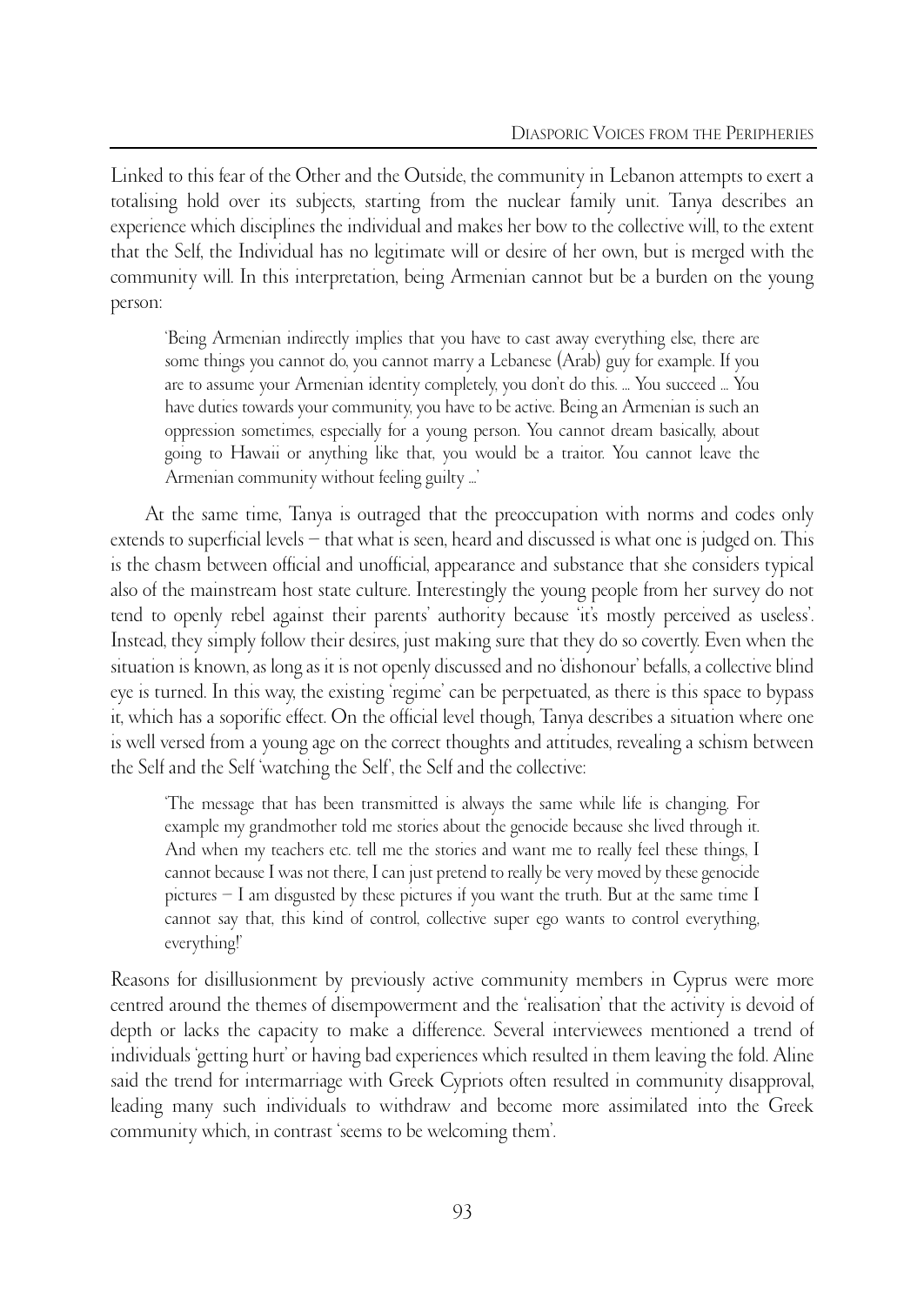Linked to this fear of the Other and the Outside, the community in Lebanon attempts to exert a totalising hold over its subjects, starting from the nuclear family unit. Tanya describes an experience which disciplines the individual and makes her bow to the collective will, to the extent that the Self, the Individual has no legitimate will or desire of her own, but is merged with the community will. In this interpretation, being Armenian cannot but be a burden on the young person:

> 'Being Armenian indirectly implies that you have to cast away everything else, there are some things you cannot do, you cannot marry a Lebanese (Arab) guy for example. If you are to assume your Armenian identity completely, you don't do this. ... You succeed ... You have duties towards your community, you have to be active. Being an Armenian is such an oppression sometimes, especially for a young person. You cannot dream basically, about going to Hawaii or anything like that, you would be a traitor. You cannot leave the Armenian community without feeling guilty ...'

At the same time, Tanya is outraged that the preoccupation with norms and codes only extends to superficial levels – that what is seen, heard and discussed is what one is judged on. This is the chasm between official and unofficial, appearance and substance that she considers typical also of the mainstream host state culture. Interestingly the young people from her survey do not tend to openly rebel against their parents' authority because 'it's mostly perceived as useless'. Instead, they simply follow their desires, just making sure that they do so covertly. Even when the situation is known, as long as it is not openly discussed and no 'dishonour' befalls, a collective blind eye is turned. In this way, the existing 'regime' can be perpetuated, as there is this space to bypass it, which has a soporific effect. On the official level though, Tanya describes a situation where one is well versed from a young age on the correct thoughts and attitudes, revealing a schism between the Self and the Self 'watching the Self', the Self and the collective:

> 'The message that has been transmitted is always the same while life is changing. For example my grandmother told me stories about the genocide because she lived through it. And when my teachers etc. tell me the stories and want me to really feel these things, I cannot because I was not there, I can just pretend to really be very moved by these genocide pictures – I am disgusted by these pictures if you want the truth. But at the same time I cannot say that, this kind of control, collective super ego wants to control everything, everything!'

Reasons for disillusionment by previously active community members in Cyprus were more centred around the themes of disempowerment and the 'realisation' that the activity is devoid of depth or lacks the capacity to make a difference. Several interviewees mentioned a trend of individuals 'getting hurt' or having bad experiences which resulted in them leaving the fold. Aline said the trend for intermarriage with Greek Cypriots often resulted in community disapproval, leading many such individuals to withdraw and become more assimilated into the Greek community which, in contrast 'seems to be welcoming them'.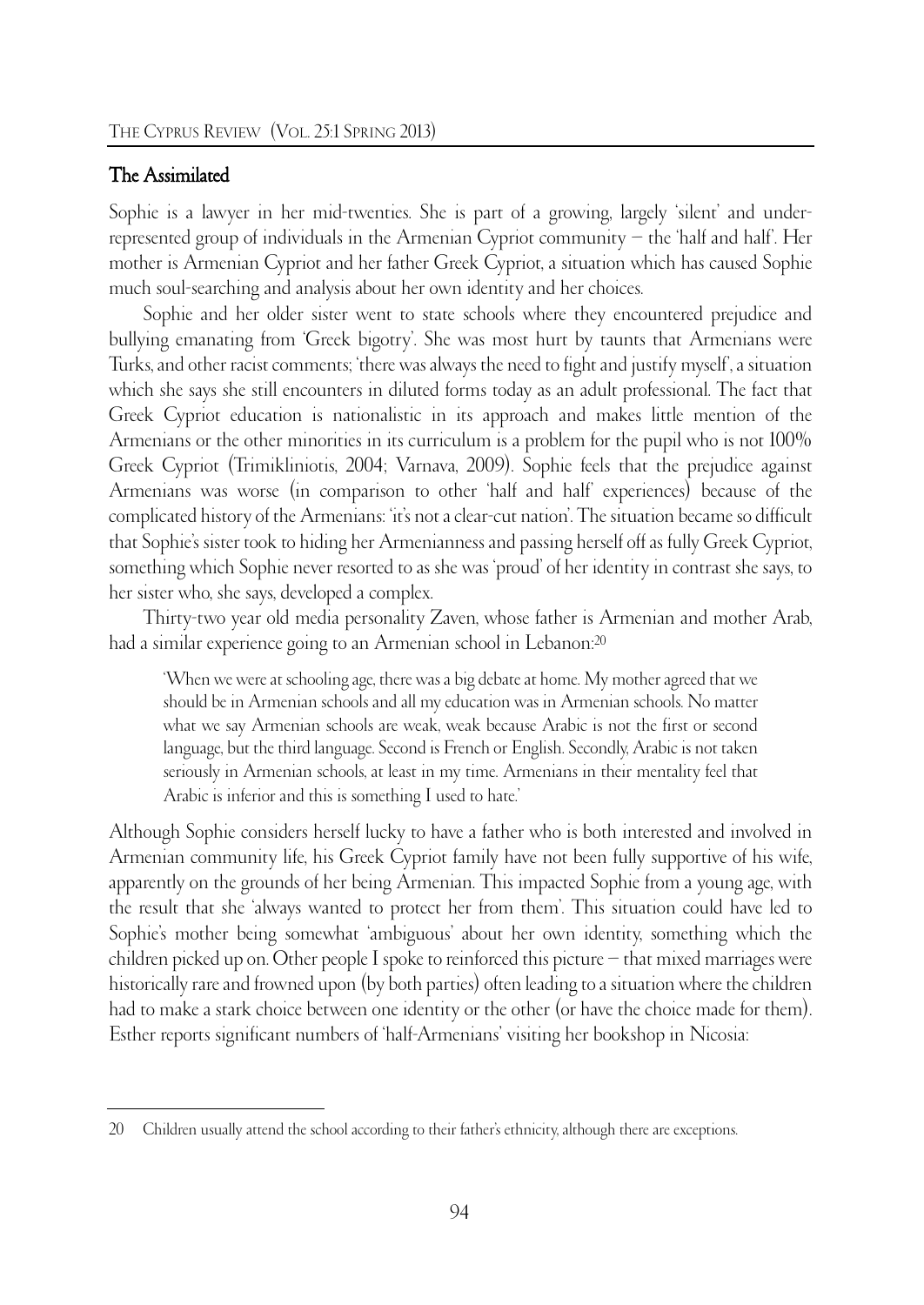## The Assimilated

Sophie is a lawyer in her mid-twenties. She is part of a growing, largely 'silent' and under-represented group of individuals in the Armenian Cypriot community – the 'half and half'. Her mother is Armenian Cypriot and her father Greek Cypriot, a situation which has caused Sophie much soul-searching and analysis about her own identity and her choices.

Sophie and her older sister went to state schools where they encountered prejudice and bullying emanating from 'Greek bigotry'. She was most hurt by taunts that Armenians were Turks, and other racist comments; 'there was always the need to fight and justify myself', a situation which she says she still encounters in diluted forms today as an adult professional. The fact that Greek Cypriot education is nationalistic in its approach and makes little mention of the Armenians or the other minorities in its curriculum is a problem for the pupil who is not 100% Greek Cypriot (Trimikliniotis, 2004; Varnava, 2009). Sophie feels that the prejudice against Armenians was worse (in comparison to other 'half and half' experiences) because of the complicated history of the Armenians: 'it's not a clear-cut nation'. The situation became so difficult that Sophie's sister took to hiding her Armenianness and passing herself off as fully Greek Cypriot, something which Sophie never resorted to as she was 'proud' of her identity in contrast she says, to her sister who, she says, developed a complex.

Thirty-two year old media personality Zaven, whose father is Armenian and mother Arab, had a similar experience going to an Armenian school in Lebanon:[20]

> 'When we were at schooling age, there was a big debate at home. My mother agreed that we should be in Armenian schools and all my education was in Armenian schools. No matter what we say Armenian schools are weak, weak because Arabic is not the first or second language, but the third language. Second is French or English. Secondly, Arabic is not taken seriously in Armenian schools, at least in my time. Armenians in their mentality feel that Arabic is inferior and this is something I used to hate.'

Although Sophie considers herself lucky to have a father who is both interested and involved in Armenian community life, his Greek Cypriot family have not been fully supportive of his wife, apparently on the grounds of her being Armenian. This impacted Sophie from a young age, with the result that she 'always wanted to protect her from them'. This situation could have led to Sophie's mother being somewhat 'ambiguous' about her own identity, something which the children picked up on. Other people I spoke to reinforced this picture – that mixed marriages were historically rare and frowned upon (by both parties) often leading to a situation where the children had to make a stark choice between one identity or the other (or have the choice made for them). Esther reports significant numbers of 'half-Armenians' visiting her bookshop in Nicosia:

---

20 Children usually attend the school according to their father's ethnicity, although there are exceptions.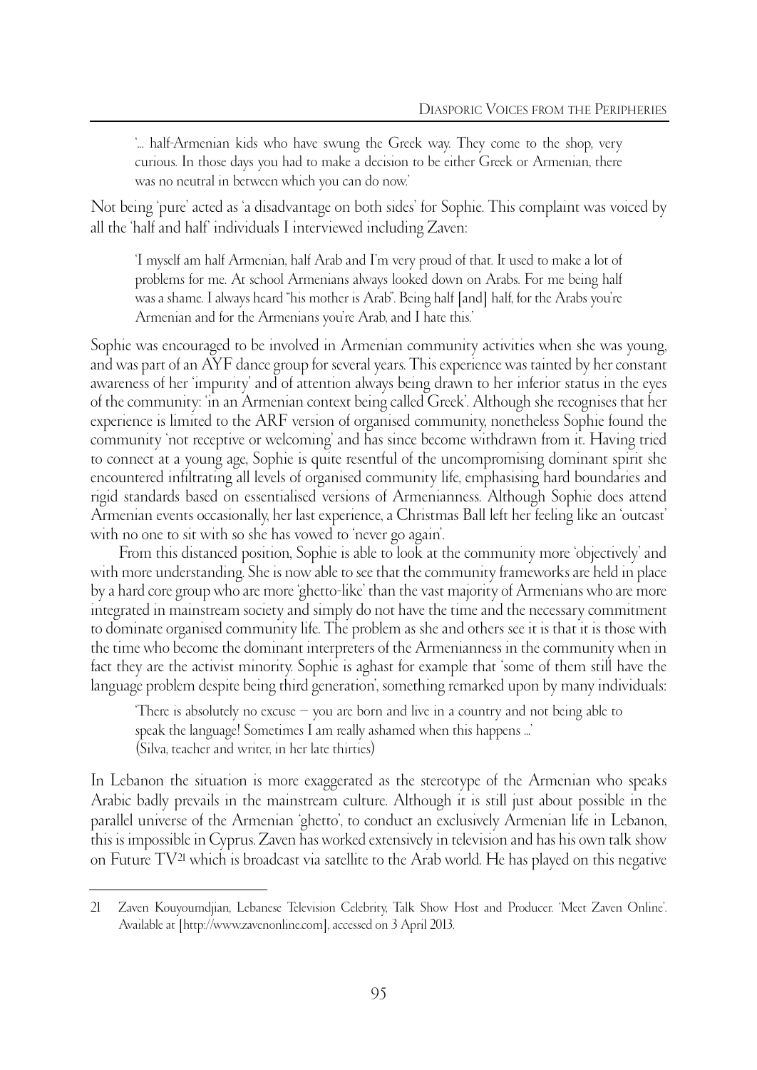> '... half-Armenian kids who have swung the Greek way. They come to the shop, very curious. In those days you had to make a decision to be either Greek or Armenian, there was no neutral in between which you can do now.'

Not being 'pure' acted as 'a disadvantage on both sides' for Sophie. This complaint was voiced by all the 'half and half' individuals I interviewed including Zaven:

> 'I myself am half Armenian, half Arab and I'm very proud of that. It used to make a lot of problems for me. At school Armenians always looked down on Arabs. For me being half was a shame. I always heard "his mother is Arab". Being half [and] half, for the Arabs you're Armenian and for the Armenians you're Arab, and I hate this.'

Sophie was encouraged to be involved in Armenian community activities when she was young, and was part of an AYF dance group for several years. This experience was tainted by her constant awareness of her 'impurity' and of attention always being drawn to her inferior status in the eyes of the community: 'in an Armenian context being called Greek'. Although she recognises that her experience is limited to the ARF version of organised community, nonetheless Sophie found the community 'not receptive or welcoming' and has since become withdrawn from it. Having tried to connect at a young age, Sophie is quite resentful of the uncompromising dominant spirit she encountered infiltrating all levels of organised community life, emphasising hard boundaries and rigid standards based on essentialised versions of Armenianness. Although Sophie does attend Armenian events occasionally, her last experience, a Christmas Ball left her feeling like an 'outcast' with no one to sit with so she has vowed to 'never go again'.

From this distanced position, Sophie is able to look at the community more 'objectively' and with more understanding. She is now able to see that the community frameworks are held in place by a hard core group who are more 'ghetto-like' than the vast majority of Armenians who are more integrated in mainstream society and simply do not have the time and the necessary commitment to dominate organised community life. The problem as she and others see it is that it is those with the time who become the dominant interpreters of the Armenianness in the community when in fact they are the activist minority. Sophie is aghast for example that 'some of them still have the language problem despite being third generation', something remarked upon by many individuals:

> 'There is absolutely no excuse – you are born and live in a country and not being able to speak the language! Sometimes I am really ashamed when this happens ...'
> (Silva, teacher and writer, in her late thirties)

In Lebanon the situation is more exaggerated as the stereotype of the Armenian who speaks Arabic badly prevails in the mainstream culture. Although it is still just about possible in the parallel universe of the Armenian 'ghetto', to conduct an exclusively Armenian life in Lebanon, this is impossible in Cyprus. Zaven has worked extensively in television and has his own talk show on Future TV[21] which is broadcast via satellite to the Arab world. He has played on this negative

---

21 Zaven Kouyoumdjian, Lebanese Television Celebrity, Talk Show Host and Producer. 'Meet Zaven Online'. Available at [http://www.zavenonline.com], accessed on 3 April 2013.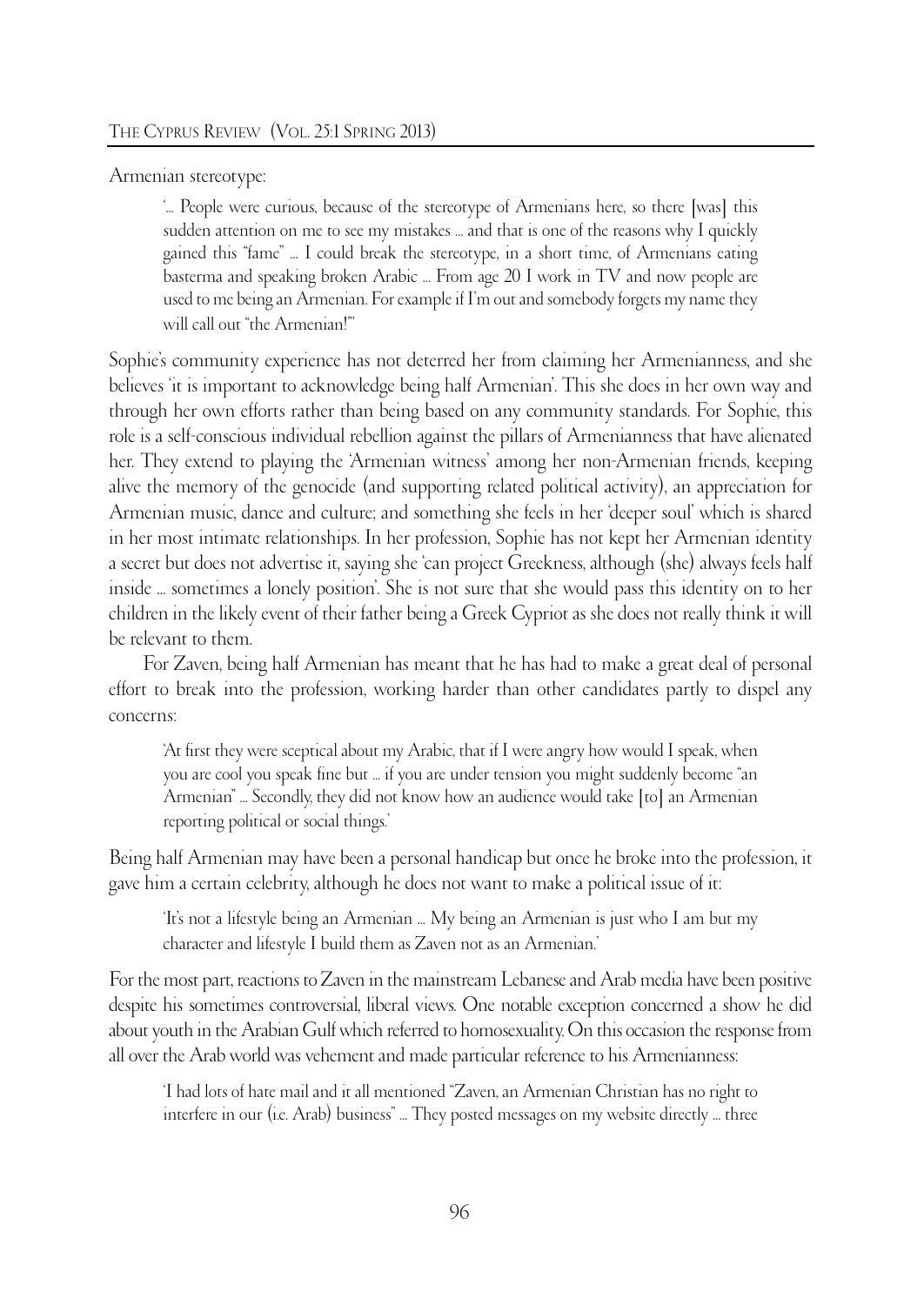Armenian stereotype:

> '... People were curious, because of the stereotype of Armenians here, so there [was] this sudden attention on me to see my mistakes ... and that is one of the reasons why I quickly gained this "fame" ... I could break the stereotype, in a short time, of Armenians eating basterma and speaking broken Arabic ... From age 20 I work in TV and now people are used to me being an Armenian. For example if I'm out and somebody forgets my name they will call out "the Armenian!"'

Sophie's community experience has not deterred her from claiming her Armenianness, and she believes 'it is important to acknowledge being half Armenian'. This she does in her own way and through her own efforts rather than being based on any community standards. For Sophie, this role is a self-conscious individual rebellion against the pillars of Armenianness that have alienated her. They extend to playing the 'Armenian witness' among her non-Armenian friends, keeping alive the memory of the genocide (and supporting related political activity), an appreciation for Armenian music, dance and culture; and something she feels in her 'deeper soul' which is shared in her most intimate relationships. In her profession, Sophie has not kept her Armenian identity a secret but does not advertise it, saying she 'can project Greekness, although (she) always feels half inside ... sometimes a lonely position'. She is not sure that she would pass this identity on to her children in the likely event of their father being a Greek Cypriot as she does not really think it will be relevant to them.

For Zaven, being half Armenian has meant that he has had to make a great deal of personal effort to break into the profession, working harder than other candidates partly to dispel any concerns:

> 'At first they were sceptical about my Arabic, that if I were angry how would I speak, when you are cool you speak fine but ... if you are under tension you might suddenly become "an Armenian" ... Secondly, they did not know how an audience would take [to] an Armenian reporting political or social things.'

Being half Armenian may have been a personal handicap but once he broke into the profession, it gave him a certain celebrity, although he does not want to make a political issue of it:

> 'It's not a lifestyle being an Armenian ... My being an Armenian is just who I am but my character and lifestyle I build them as Zaven not as an Armenian.'

For the most part, reactions to Zaven in the mainstream Lebanese and Arab media have been positive despite his sometimes controversial, liberal views. One notable exception concerned a show he did about youth in the Arabian Gulf which referred to homosexuality. On this occasion the response from all over the Arab world was vehement and made particular reference to his Armenianness:

> 'I had lots of hate mail and it all mentioned "Zaven, an Armenian Christian has no right to interfere in our (i.e. Arab) business" ... They posted messages on my website directly ... three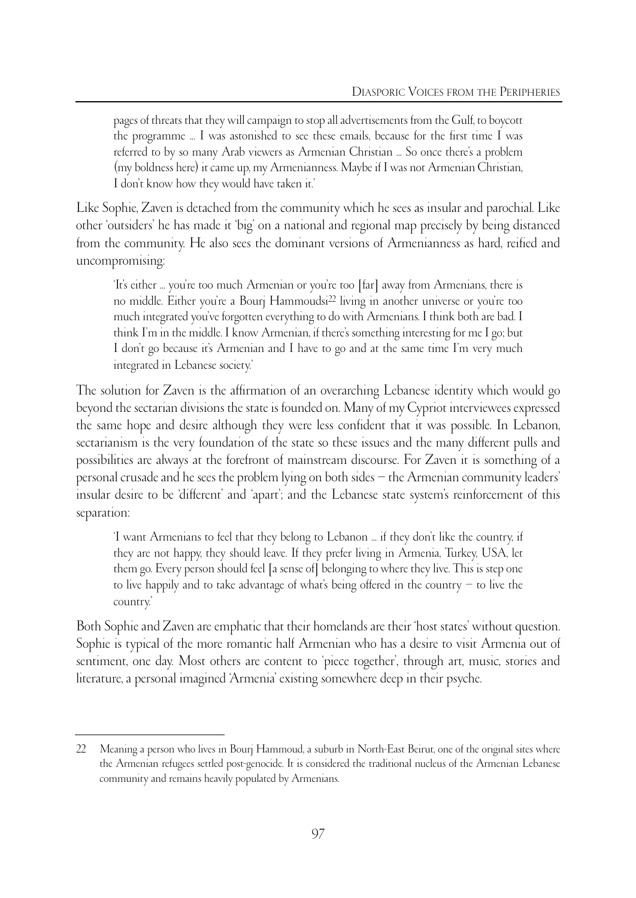> pages of threats that they will campaign to stop all advertisements from the Gulf, to boycott the programme ... I was astonished to see these emails, because for the first time I was referred to by so many Arab viewers as Armenian Christian ... So once there's a problem (my boldness here) it came up, my Armenianness. Maybe if I was not Armenian Christian, I don't know how they would have taken it.'

Like Sophie, Zaven is detached from the community which he sees as insular and parochial. Like other 'outsiders' he has made it 'big' on a national and regional map precisely by being distanced from the community. He also sees the dominant versions of Armenianness as hard, reified and uncompromising:

> 'It's either ... you're too much Armenian or you're too [far] away from Armenians, there is no middle. Either you're a Bourj Hammoudsi[22] living in another universe or you're too much integrated you've forgotten everything to do with Armenians. I think both are bad. I think I'm in the middle. I know Armenian, if there's something interesting for me I go; but I don't go because it's Armenian and I have to go and at the same time I'm very much integrated in Lebanese society.'

The solution for Zaven is the affirmation of an overarching Lebanese identity which would go beyond the sectarian divisions the state is founded on. Many of my Cypriot interviewees expressed the same hope and desire although they were less confident that it was possible. In Lebanon, sectarianism is the very foundation of the state so these issues and the many different pulls and possibilities are always at the forefront of mainstream discourse. For Zaven it is something of a personal crusade and he sees the problem lying on both sides – the Armenian community leaders' insular desire to be 'different' and 'apart'; and the Lebanese state system's reinforcement of this separation:

> 'I want Armenians to feel that they belong to Lebanon ... if they don't like the country, if they are not happy, they should leave. If they prefer living in Armenia, Turkey, USA, let them go. Every person should feel [a sense of] belonging to where they live. This is step one to live happily and to take advantage of what's being offered in the country – to live the country.'

Both Sophie and Zaven are emphatic that their homelands are their 'host states' without question. Sophie is typical of the more romantic half Armenian who has a desire to visit Armenia out of sentiment, one day. Most others are content to 'piece together', through art, music, stories and literature, a personal imagined 'Armenia' existing somewhere deep in their psyche.

---

22 Meaning a person who lives in Bourj Hammoud, a suburb in North-East Beirut, one of the original sites where the Armenian refugees settled post-genocide. It is considered the traditional nucleus of the Armenian Lebanese community and remains heavily populated by Armenians.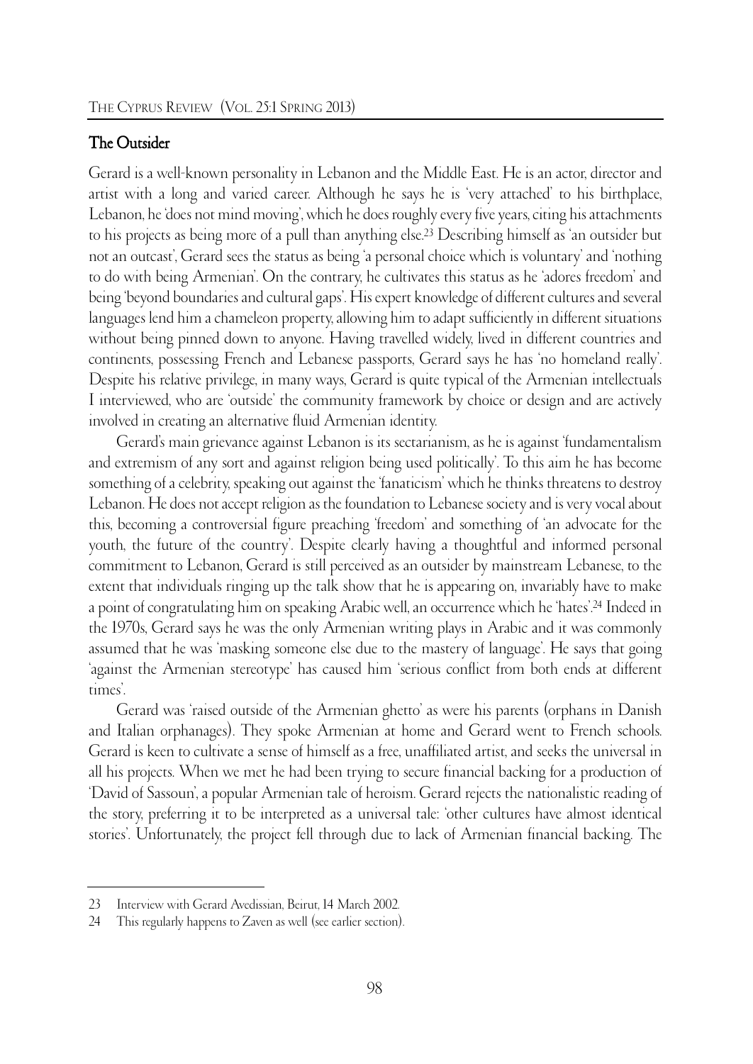## The Outsider

Gerard is a well-known personality in Lebanon and the Middle East. He is an actor, director and artist with a long and varied career. Although he says he is 'very attached' to his birthplace, Lebanon, he 'does not mind moving', which he does roughly every five years, citing his attachments to his projects as being more of a pull than anything else.[23] Describing himself as 'an outsider but not an outcast', Gerard sees the status as being 'a personal choice which is voluntary' and 'nothing to do with being Armenian'. On the contrary, he cultivates this status as he 'adores freedom' and being 'beyond boundaries and cultural gaps'. His expert knowledge of different cultures and several languages lend him a chameleon property, allowing him to adapt sufficiently in different situations without being pinned down to anyone. Having travelled widely, lived in different countries and continents, possessing French and Lebanese passports, Gerard says he has 'no homeland really'. Despite his relative privilege, in many ways, Gerard is quite typical of the Armenian intellectuals I interviewed, who are 'outside' the community framework by choice or design and are actively involved in creating an alternative fluid Armenian identity.

Gerard's main grievance against Lebanon is its sectarianism, as he is against 'fundamentalism and extremism of any sort and against religion being used politically'. To this aim he has become something of a celebrity, speaking out against the 'fanaticism' which he thinks threatens to destroy Lebanon. He does not accept religion as the foundation to Lebanese society and is very vocal about this, becoming a controversial figure preaching 'freedom' and something of 'an advocate for the youth, the future of the country'. Despite clearly having a thoughtful and informed personal commitment to Lebanon, Gerard is still perceived as an outsider by mainstream Lebanese, to the extent that individuals ringing up the talk show that he is appearing on, invariably have to make a point of congratulating him on speaking Arabic well, an occurrence which he 'hates'.[24] Indeed in the 1970s, Gerard says he was the only Armenian writing plays in Arabic and it was commonly assumed that he was 'masking someone else due to the mastery of language'. He says that going 'against the Armenian stereotype' has caused him 'serious conflict from both ends at different times'.

Gerard was 'raised outside of the Armenian ghetto' as were his parents (orphans in Danish and Italian orphanages). They spoke Armenian at home and Gerard went to French schools. Gerard is keen to cultivate a sense of himself as a free, unaffiliated artist, and seeks the universal in all his projects. When we met he had been trying to secure financial backing for a production of 'David of Sassoun', a popular Armenian tale of heroism. Gerard rejects the nationalistic reading of the story, preferring it to be interpreted as a universal tale: 'other cultures have almost identical stories'. Unfortunately, the project fell through due to lack of Armenian financial backing. The

---

23 Interview with Gerard Avedissian, Beirut, 14 March 2002.

24 This regularly happens to Zaven as well (see earlier section).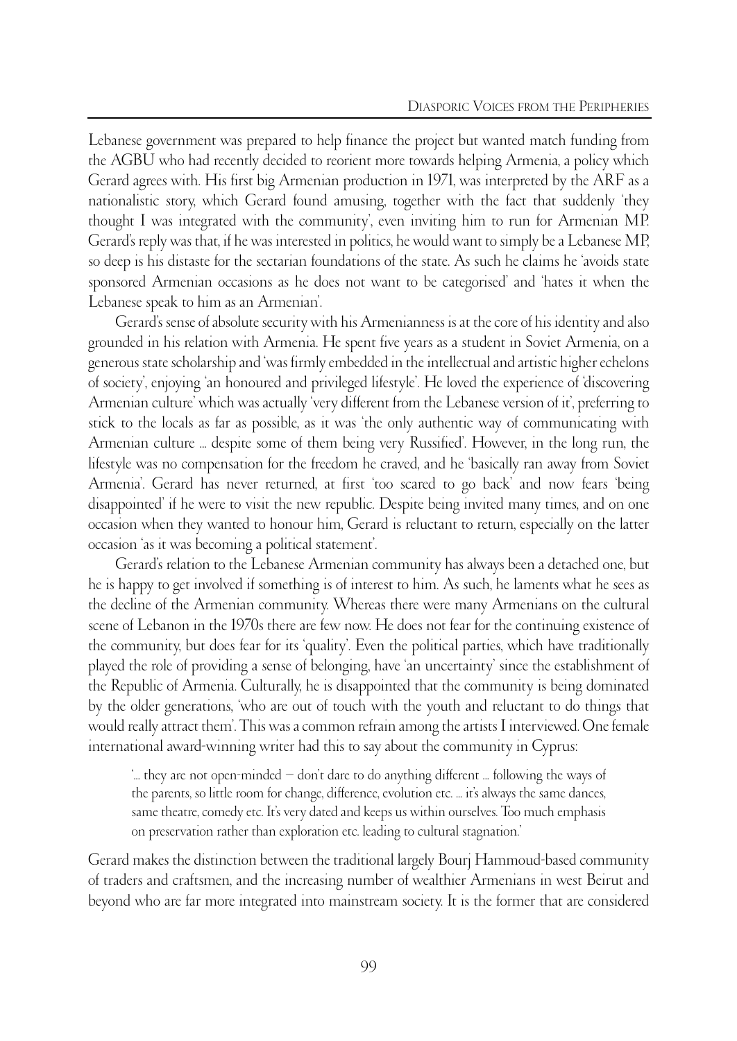Lebanese government was prepared to help finance the project but wanted match funding from the AGBU who had recently decided to reorient more towards helping Armenia, a policy which Gerard agrees with. His first big Armenian production in 1971, was interpreted by the ARF as a nationalistic story, which Gerard found amusing, together with the fact that suddenly 'they thought I was integrated with the community', even inviting him to run for Armenian MP. Gerard's reply was that, if he was interested in politics, he would want to simply be a Lebanese MP, so deep is his distaste for the sectarian foundations of the state. As such he claims he 'avoids state sponsored Armenian occasions as he does not want to be categorised' and 'hates it when the Lebanese speak to him as an Armenian'.

Gerard's sense of absolute security with his Armenianness is at the core of his identity and also grounded in his relation with Armenia. He spent five years as a student in Soviet Armenia, on a generous state scholarship and 'was firmly embedded in the intellectual and artistic higher echelons of society', enjoying 'an honoured and privileged lifestyle'. He loved the experience of 'discovering Armenian culture' which was actually 'very different from the Lebanese version of it', preferring to stick to the locals as far as possible, as it was 'the only authentic way of communicating with Armenian culture ... despite some of them being very Russified'. However, in the long run, the lifestyle was no compensation for the freedom he craved, and he 'basically ran away from Soviet Armenia'. Gerard has never returned, at first 'too scared to go back' and now fears 'being disappointed' if he were to visit the new republic. Despite being invited many times, and on one occasion when they wanted to honour him, Gerard is reluctant to return, especially on the latter occasion 'as it was becoming a political statement'.

Gerard's relation to the Lebanese Armenian community has always been a detached one, but he is happy to get involved if something is of interest to him. As such, he laments what he sees as the decline of the Armenian community. Whereas there were many Armenians on the cultural scene of Lebanon in the 1970s there are few now. He does not fear for the continuing existence of the community, but does fear for its 'quality'. Even the political parties, which have traditionally played the role of providing a sense of belonging, have 'an uncertainty' since the establishment of the Republic of Armenia. Culturally, he is disappointed that the community is being dominated by the older generations, 'who are out of touch with the youth and reluctant to do things that would really attract them'. This was a common refrain among the artists I interviewed. One female international award-winning writer had this to say about the community in Cyprus:

> '... they are not open-minded – don't dare to do anything different ... following the ways of the parents, so little room for change, difference, evolution etc. ... it's always the same dances, same theatre, comedy etc. It's very dated and keeps us within ourselves. Too much emphasis on preservation rather than exploration etc. leading to cultural stagnation.'

Gerard makes the distinction between the traditional largely Bourj Hammoud-based community of traders and craftsmen, and the increasing number of wealthier Armenians in west Beirut and beyond who are far more integrated into mainstream society. It is the former that are considered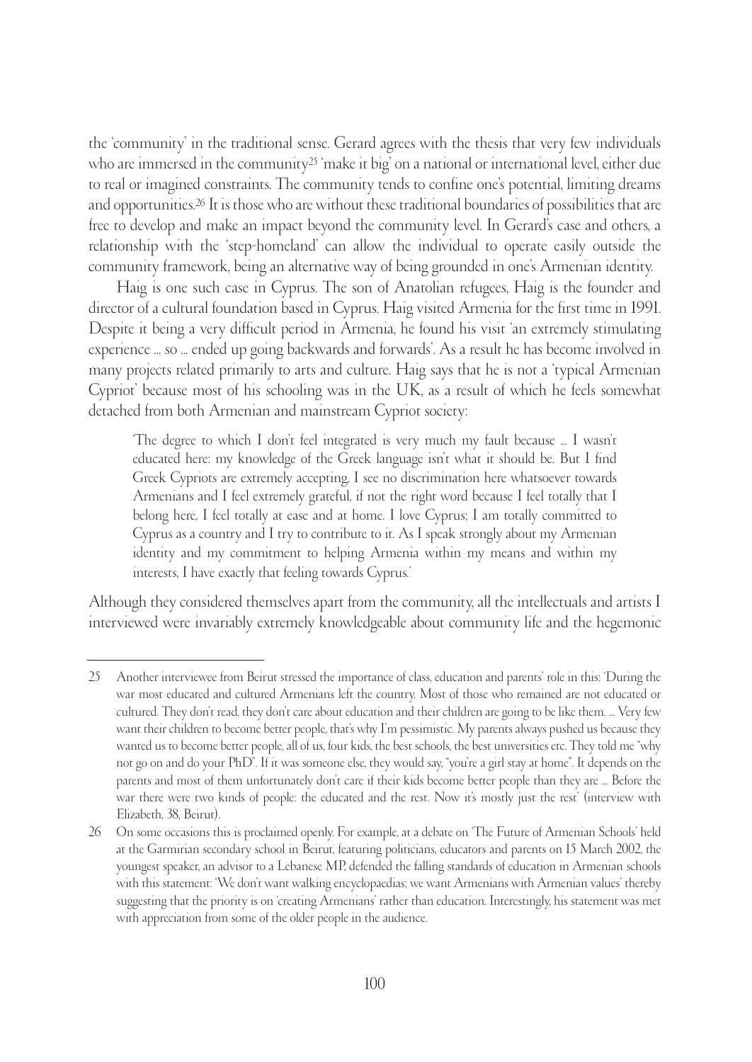the 'community' in the traditional sense. Gerard agrees with the thesis that very few individuals who are immersed in the community[25] 'make it big' on a national or international level, either due to real or imagined constraints. The community tends to confine one's potential, limiting dreams and opportunities.[26] It is those who are without these traditional boundaries of possibilities that are free to develop and make an impact beyond the community level. In Gerard's case and others, a relationship with the 'step-homeland' can allow the individual to operate easily outside the community framework, being an alternative way of being grounded in one's Armenian identity.

Haig is one such case in Cyprus. The son of Anatolian refugees, Haig is the founder and director of a cultural foundation based in Cyprus. Haig visited Armenia for the first time in 1991. Despite it being a very difficult period in Armenia, he found his visit 'an extremely stimulating experience … so … ended up going backwards and forwards'. As a result he has become involved in many projects related primarily to arts and culture. Haig says that he is not a 'typical Armenian Cypriot' because most of his schooling was in the UK, as a result of which he feels somewhat detached from both Armenian and mainstream Cypriot society:

> 'The degree to which I don't feel integrated is very much my fault because … I wasn't educated here: my knowledge of the Greek language isn't what it should be. But I find Greek Cypriots are extremely accepting, I see no discrimination here whatsoever towards Armenians and I feel extremely grateful, if not the right word because I feel totally that I belong here, I feel totally at ease and at home. I love Cyprus; I am totally committed to Cyprus as a country and I try to contribute to it. As I speak strongly about my Armenian identity and my commitment to helping Armenia within my means and within my interests, I have exactly that feeling towards Cyprus.'

Although they considered themselves apart from the community, all the intellectuals and artists I interviewed were invariably extremely knowledgeable about community life and the hegemonic

---

25 Another interviewee from Beirut stressed the importance of class, education and parents' role in this: 'During the war most educated and cultured Armenians left the country. Most of those who remained are not educated or cultured. They don't read, they don't care about education and their children are going to be like them. … Very few want their children to become better people, that's why I'm pessimistic. My parents always pushed us because they wanted us to become better people, all of us, four kids, the best schools, the best universities etc. They told me "why not go on and do your PhD". If it was someone else, they would say, "you're a girl stay at home". It depends on the parents and most of them unfortunately don't care if their kids become better people than they are … Before the war there were two kinds of people: the educated and the rest. Now it's mostly just the rest' (interview with Elizabeth, 38, Beirut).

26 On some occasions this is proclaimed openly. For example, at a debate on 'The Future of Armenian Schools' held at the Garmirian secondary school in Beirut, featuring politicians, educators and parents on 15 March 2002, the youngest speaker, an advisor to a Lebanese MP, defended the falling standards of education in Armenian schools with this statement: 'We don't want walking encyclopaedias; we want Armenians with Armenian values' thereby suggesting that the priority is on 'creating Armenians' rather than education. Interestingly, his statement was met with appreciation from some of the older people in the audience.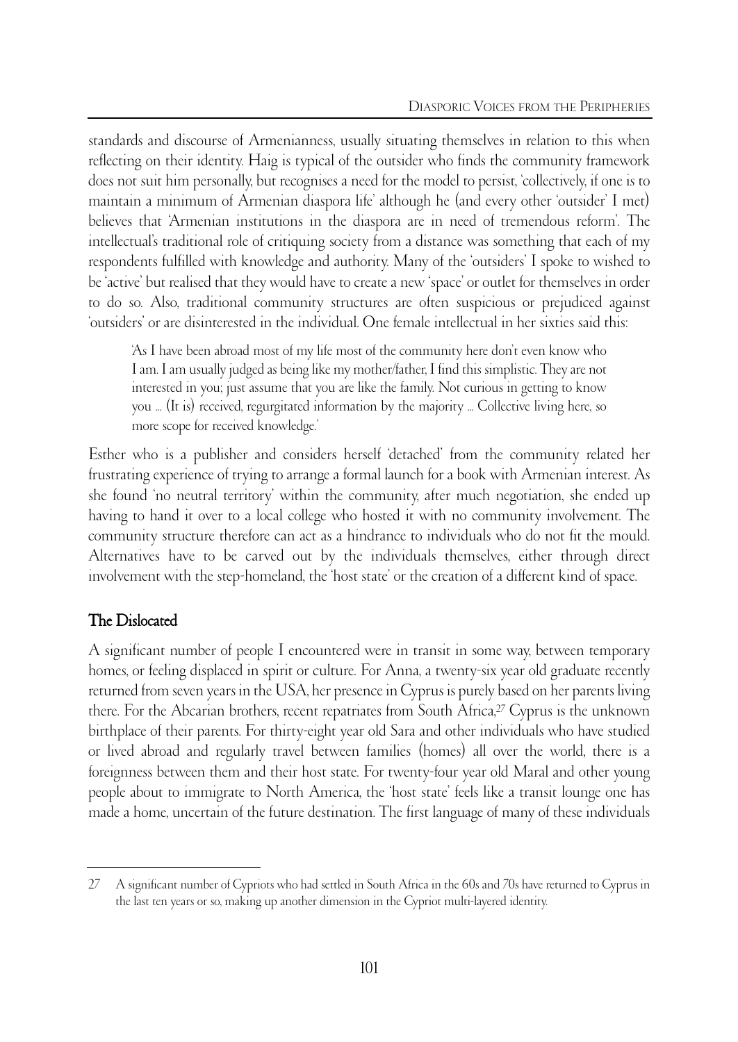standards and discourse of Armenianness, usually situating themselves in relation to this when reflecting on their identity. Haig is typical of the outsider who finds the community framework does not suit him personally, but recognises a need for the model to persist, 'collectively, if one is to maintain a minimum of Armenian diaspora life' although he (and every other 'outsider' I met) believes that 'Armenian institutions in the diaspora are in need of tremendous reform'. The intellectual's traditional role of critiquing society from a distance was something that each of my respondents fulfilled with knowledge and authority. Many of the 'outsiders' I spoke to wished to be 'active' but realised that they would have to create a new 'space' or outlet for themselves in order to do so. Also, traditional community structures are often suspicious or prejudiced against 'outsiders' or are disinterested in the individual. One female intellectual in her sixties said this:

> 'As I have been abroad most of my life most of the community here don't even know who I am. I am usually judged as being like my mother/father, I find this simplistic. They are not interested in you; just assume that you are like the family. Not curious in getting to know you ... (It is) received, regurgitated information by the majority ... Collective living here, so more scope for received knowledge.'

Esther who is a publisher and considers herself 'detached' from the community related her frustrating experience of trying to arrange a formal launch for a book with Armenian interest. As she found 'no neutral territory' within the community, after much negotiation, she ended up having to hand it over to a local college who hosted it with no community involvement. The community structure therefore can act as a hindrance to individuals who do not fit the mould. Alternatives have to be carved out by the individuals themselves, either through direct involvement with the step-homeland, the 'host state' or the creation of a different kind of space.

## The Dislocated

A significant number of people I encountered were in transit in some way, between temporary homes, or feeling displaced in spirit or culture. For Anna, a twenty-six year old graduate recently returned from seven years in the USA, her presence in Cyprus is purely based on her parents living there. For the Abcarian brothers, recent repatriates from South Africa,[27] Cyprus is the unknown birthplace of their parents. For thirty-eight year old Sara and other individuals who have studied or lived abroad and regularly travel between families (homes) all over the world, there is a foreignness between them and their host state. For twenty-four year old Maral and other young people about to immigrate to North America, the 'host state' feels like a transit lounge one has made a home, uncertain of the future destination. The first language of many of these individuals

---

27 A significant number of Cypriots who had settled in South Africa in the 60s and 70s have returned to Cyprus in the last ten years or so, making up another dimension in the Cypriot multi-layered identity.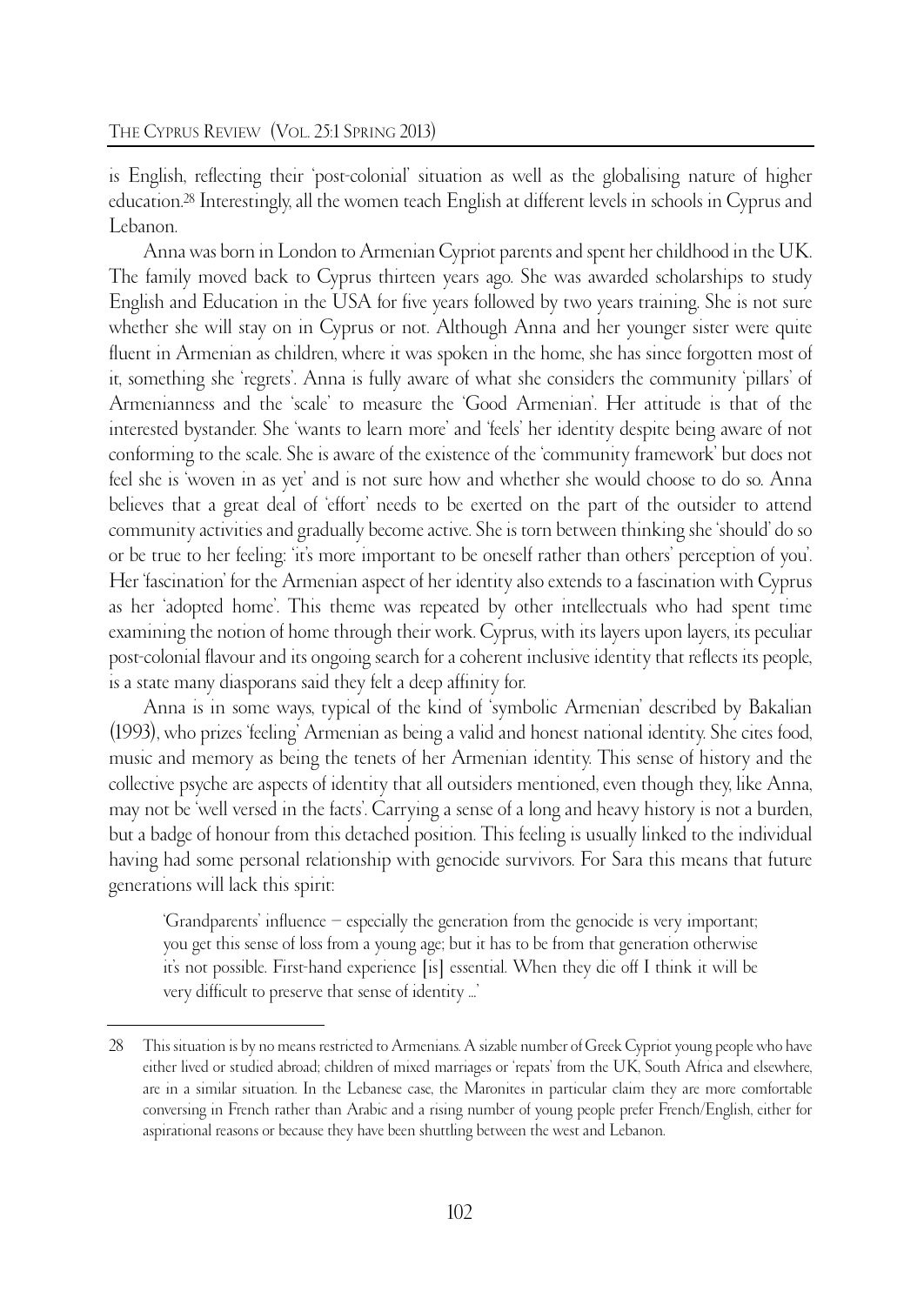is English, reflecting their 'post-colonial' situation as well as the globalising nature of higher education.[28] Interestingly, all the women teach English at different levels in schools in Cyprus and Lebanon.

Anna was born in London to Armenian Cypriot parents and spent her childhood in the UK. The family moved back to Cyprus thirteen years ago. She was awarded scholarships to study English and Education in the USA for five years followed by two years training. She is not sure whether she will stay on in Cyprus or not. Although Anna and her younger sister were quite fluent in Armenian as children, where it was spoken in the home, she has since forgotten most of it, something she 'regrets'. Anna is fully aware of what she considers the community 'pillars' of Armenianness and the 'scale' to measure the 'Good Armenian'. Her attitude is that of the interested bystander. She 'wants to learn more' and 'feels' her identity despite being aware of not conforming to the scale. She is aware of the existence of the 'community framework' but does not feel she is 'woven in as yet' and is not sure how and whether she would choose to do so. Anna believes that a great deal of 'effort' needs to be exerted on the part of the outsider to attend community activities and gradually become active. She is torn between thinking she 'should' do so or be true to her feeling: 'it's more important to be oneself rather than others' perception of you'. Her 'fascination' for the Armenian aspect of her identity also extends to a fascination with Cyprus as her 'adopted home'. This theme was repeated by other intellectuals who had spent time examining the notion of home through their work. Cyprus, with its layers upon layers, its peculiar post-colonial flavour and its ongoing search for a coherent inclusive identity that reflects its people, is a state many diasporans said they felt a deep affinity for.

Anna is in some ways, typical of the kind of 'symbolic Armenian' described by Bakalian (1993), who prizes 'feeling' Armenian as being a valid and honest national identity. She cites food, music and memory as being the tenets of her Armenian identity. This sense of history and the collective psyche are aspects of identity that all outsiders mentioned, even though they, like Anna, may not be 'well versed in the facts'. Carrying a sense of a long and heavy history is not a burden, but a badge of honour from this detached position. This feeling is usually linked to the individual having had some personal relationship with genocide survivors. For Sara this means that future generations will lack this spirit:

> 'Grandparents' influence – especially the generation from the genocide is very important; you get this sense of loss from a young age; but it has to be from that generation otherwise it's not possible. First-hand experience [is] essential. When they die off I think it will be very difficult to preserve that sense of identity ...'

---

28 This situation is by no means restricted to Armenians. A sizable number of Greek Cypriot young people who have either lived or studied abroad; children of mixed marriages or 'repats' from the UK, South Africa and elsewhere, are in a similar situation. In the Lebanese case, the Maronites in particular claim they are more comfortable conversing in French rather than Arabic and a rising number of young people prefer French/English, either for aspirational reasons or because they have been shuttling between the west and Lebanon.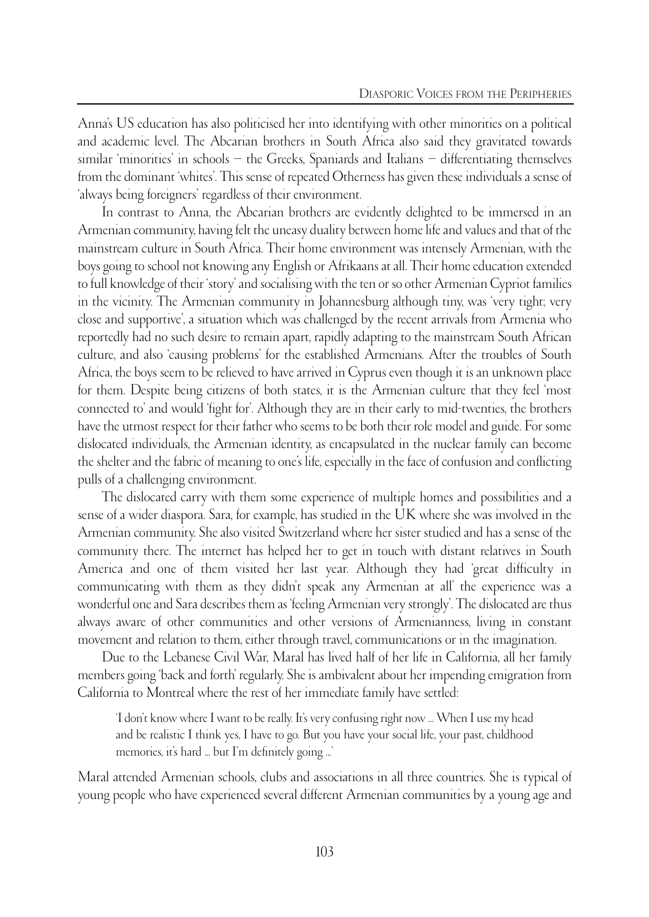Anna's US education has also politicised her into identifying with other minorities on a political and academic level. The Abcarian brothers in South Africa also said they gravitated towards similar 'minorities' in schools – the Greeks, Spaniards and Italians – differentiating themselves from the dominant 'whites'. This sense of repeated Otherness has given these individuals a sense of 'always being foreigners' regardless of their environment.

In contrast to Anna, the Abcarian brothers are evidently delighted to be immersed in an Armenian community, having felt the uneasy duality between home life and values and that of the mainstream culture in South Africa. Their home environment was intensely Armenian, with the boys going to school not knowing any English or Afrikaans at all. Their home education extended to full knowledge of their 'story' and socialising with the ten or so other Armenian Cypriot families in the vicinity. The Armenian community in Johannesburg although tiny, was 'very tight; very close and supportive', a situation which was challenged by the recent arrivals from Armenia who reportedly had no such desire to remain apart, rapidly adapting to the mainstream South African culture, and also 'causing problems' for the established Armenians. After the troubles of South Africa, the boys seem to be relieved to have arrived in Cyprus even though it is an unknown place for them. Despite being citizens of both states, it is the Armenian culture that they feel 'most connected to' and would 'fight for'. Although they are in their early to mid-twenties, the brothers have the utmost respect for their father who seems to be both their role model and guide. For some dislocated individuals, the Armenian identity, as encapsulated in the nuclear family can become the shelter and the fabric of meaning to one's life, especially in the face of confusion and conflicting pulls of a challenging environment.

The dislocated carry with them some experience of multiple homes and possibilities and a sense of a wider diaspora. Sara, for example, has studied in the UK where she was involved in the Armenian community. She also visited Switzerland where her sister studied and has a sense of the community there. The internet has helped her to get in touch with distant relatives in South America and one of them visited her last year. Although they had 'great difficulty in communicating with them as they didn't speak any Armenian at all' the experience was a wonderful one and Sara describes them as 'feeling Armenian very strongly'. The dislocated are thus always aware of other communities and other versions of Armenianness, living in constant movement and relation to them, either through travel, communications or in the imagination.

Due to the Lebanese Civil War, Maral has lived half of her life in California, all her family members going 'back and forth' regularly. She is ambivalent about her impending emigration from California to Montreal where the rest of her immediate family have settled:

> 'I don't know where I want to be really. It's very confusing right now ... When I use my head and be realistic I think yes, I have to go. But you have your social life, your past, childhood memories, it's hard ... but I'm definitely going ...'

Maral attended Armenian schools, clubs and associations in all three countries. She is typical of young people who have experienced several different Armenian communities by a young age and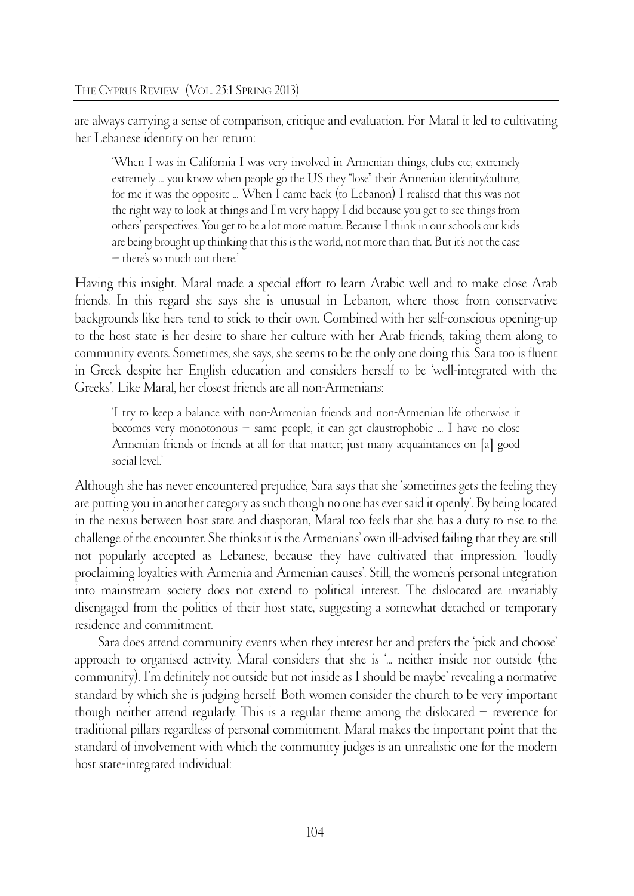are always carrying a sense of comparison, critique and evaluation. For Maral it led to cultivating her Lebanese identity on her return:

> 'When I was in California I was very involved in Armenian things, clubs etc, extremely extremely ... you know when people go the US they "lose" their Armenian identity/culture, for me it was the opposite ... When I came back (to Lebanon) I realised that this was not the right way to look at things and I'm very happy I did because you get to see things from others' perspectives. You get to be a lot more mature. Because I think in our schools our kids are being brought up thinking that this is the world, not more than that. But it's not the case – there's so much out there.'

Having this insight, Maral made a special effort to learn Arabic well and to make close Arab friends. In this regard she says she is unusual in Lebanon, where those from conservative backgrounds like hers tend to stick to their own. Combined with her self-conscious opening-up to the host state is her desire to share her culture with her Arab friends, taking them along to community events. Sometimes, she says, she seems to be the only one doing this. Sara too is fluent in Greek despite her English education and considers herself to be 'well-integrated with the Greeks'. Like Maral, her closest friends are all non-Armenians:

> 'I try to keep a balance with non-Armenian friends and non-Armenian life otherwise it becomes very monotonous – same people, it can get claustrophobic ... I have no close Armenian friends or friends at all for that matter; just many acquaintances on [a] good social level.'

Although she has never encountered prejudice, Sara says that she 'sometimes gets the feeling they are putting you in another category as such though no one has ever said it openly'. By being located in the nexus between host state and diasporan, Maral too feels that she has a duty to rise to the challenge of the encounter. She thinks it is the Armenians' own ill-advised failing that they are still not popularly accepted as Lebanese, because they have cultivated that impression, 'loudly proclaiming loyalties with Armenia and Armenian causes'. Still, the women's personal integration into mainstream society does not extend to political interest. The dislocated are invariably disengaged from the politics of their host state, suggesting a somewhat detached or temporary residence and commitment.

Sara does attend community events when they interest her and prefers the 'pick and choose' approach to organised activity. Maral considers that she is '... neither inside nor outside (the community). I'm definitely not outside but not inside as I should be maybe' revealing a normative standard by which she is judging herself. Both women consider the church to be very important though neither attend regularly. This is a regular theme among the dislocated – reverence for traditional pillars regardless of personal commitment. Maral makes the important point that the standard of involvement with which the community judges is an unrealistic one for the modern host state-integrated individual: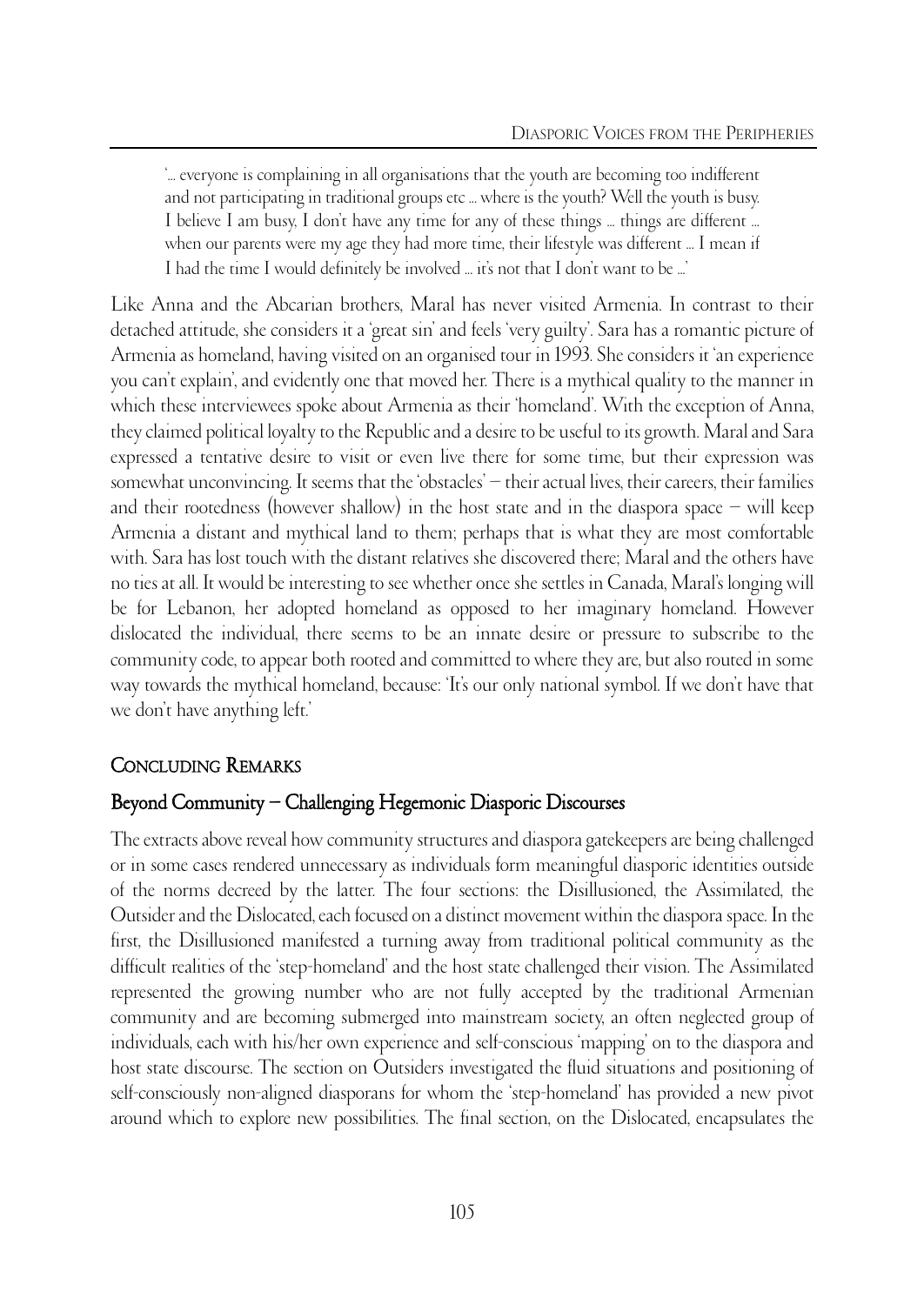> '... everyone is complaining in all organisations that the youth are becoming too indifferent and not participating in traditional groups etc ... where is the youth? Well the youth is busy. I believe I am busy, I don't have any time for any of these things ... things are different ... when our parents were my age they had more time, their lifestyle was different ... I mean if I had the time I would definitely be involved ... it's not that I don't want to be ...'

Like Anna and the Abcarian brothers, Maral has never visited Armenia. In contrast to their detached attitude, she considers it a 'great sin' and feels 'very guilty'. Sara has a romantic picture of Armenia as homeland, having visited on an organised tour in 1993. She considers it 'an experience you can't explain', and evidently one that moved her. There is a mythical quality to the manner in which these interviewees spoke about Armenia as their 'homeland'. With the exception of Anna, they claimed political loyalty to the Republic and a desire to be useful to its growth. Maral and Sara expressed a tentative desire to visit or even live there for some time, but their expression was somewhat unconvincing. It seems that the 'obstacles' – their actual lives, their careers, their families and their rootedness (however shallow) in the host state and in the diaspora space – will keep Armenia a distant and mythical land to them; perhaps that is what they are most comfortable with. Sara has lost touch with the distant relatives she discovered there; Maral and the others have no ties at all. It would be interesting to see whether once she settles in Canada, Maral's longing will be for Lebanon, her adopted homeland as opposed to her imaginary homeland. However dislocated the individual, there seems to be an innate desire or pressure to subscribe to the community code, to appear both rooted and committed to where they are, but also routed in some way towards the mythical homeland, because: 'It's our only national symbol. If we don't have that we don't have anything left.'

## Concluding Remarks

### Beyond Community – Challenging Hegemonic Diasporic Discourses

The extracts above reveal how community structures and diaspora gatekeepers are being challenged or in some cases rendered unnecessary as individuals form meaningful diasporic identities outside of the norms decreed by the latter. The four sections: the Disillusioned, the Assimilated, the Outsider and the Dislocated, each focused on a distinct movement within the diaspora space. In the first, the Disillusioned manifested a turning away from traditional political community as the difficult realities of the 'step-homeland' and the host state challenged their vision. The Assimilated represented the growing number who are not fully accepted by the traditional Armenian community and are becoming submerged into mainstream society, an often neglected group of individuals, each with his/her own experience and self-conscious 'mapping' on to the diaspora and host state discourse. The section on Outsiders investigated the fluid situations and positioning of self-consciously non-aligned diasporans for whom the 'step-homeland' has provided a new pivot around which to explore new possibilities. The final section, on the Dislocated, encapsulates the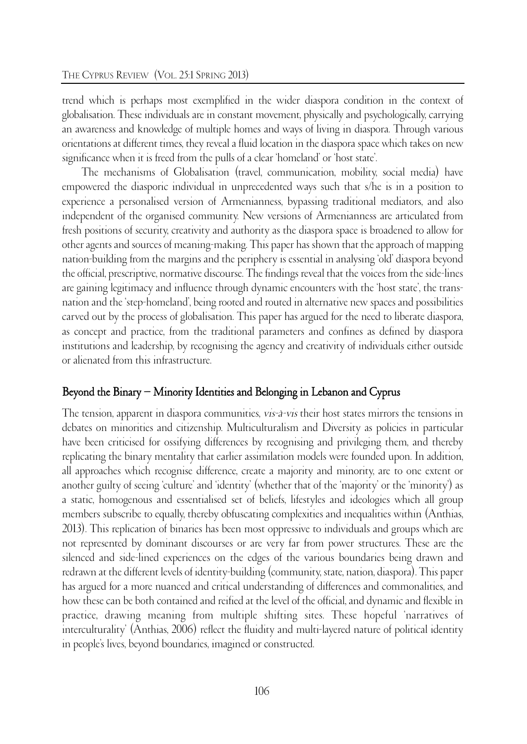trend which is perhaps most exemplified in the wider diaspora condition in the context of globalisation. These individuals are in constant movement, physically and psychologically, carrying an awareness and knowledge of multiple homes and ways of living in diaspora. Through various orientations at different times, they reveal a fluid location in the diaspora space which takes on new significance when it is freed from the pulls of a clear 'homeland' or 'host state'.

The mechanisms of Globalisation (travel, communication, mobility, social media) have empowered the diasporic individual in unprecedented ways such that s/he is in a position to experience a personalised version of Armenianness, bypassing traditional mediators, and also independent of the organised community. New versions of Armenianness are articulated from fresh positions of security, creativity and authority as the diaspora space is broadened to allow for other agents and sources of meaning-making. This paper has shown that the approach of mapping nation-building from the margins and the periphery is essential in analysing 'old' diaspora beyond the official, prescriptive, normative discourse. The findings reveal that the voices from the side-lines are gaining legitimacy and influence through dynamic encounters with the 'host state', the trans-nation and the 'step-homeland', being rooted and routed in alternative new spaces and possibilities carved out by the process of globalisation. This paper has argued for the need to liberate diaspora, as concept and practice, from the traditional parameters and confines as defined by diaspora institutions and leadership, by recognising the agency and creativity of individuals either outside or alienated from this infrastructure.

## Beyond the Binary – Minority Identities and Belonging in Lebanon and Cyprus

The tension, apparent in diaspora communities, *vis-à-vis* their host states mirrors the tensions in debates on minorities and citizenship. Multiculturalism and Diversity as policies in particular have been criticised for ossifying differences by recognising and privileging them, and thereby replicating the binary mentality that earlier assimilation models were founded upon. In addition, all approaches which recognise difference, create a majority and minority, are to one extent or another guilty of seeing 'culture' and 'identity' (whether that of the 'majority' or the 'minority') as a static, homogenous and essentialised set of beliefs, lifestyles and ideologies which all group members subscribe to equally, thereby obfuscating complexities and inequalities within (Anthias, 2013). This replication of binaries has been most oppressive to individuals and groups which are not represented by dominant discourses or are very far from power structures. These are the silenced and side-lined experiences on the edges of the various boundaries being drawn and redrawn at the different levels of identity-building (community, state, nation, diaspora). This paper has argued for a more nuanced and critical understanding of differences and commonalities, and how these can be both contained and reified at the level of the official, and dynamic and flexible in practice, drawing meaning from multiple shifting sites. These hopeful 'narratives of interculturality' (Anthias, 2006) reflect the fluidity and multi-layered nature of political identity in people's lives, beyond boundaries, imagined or constructed.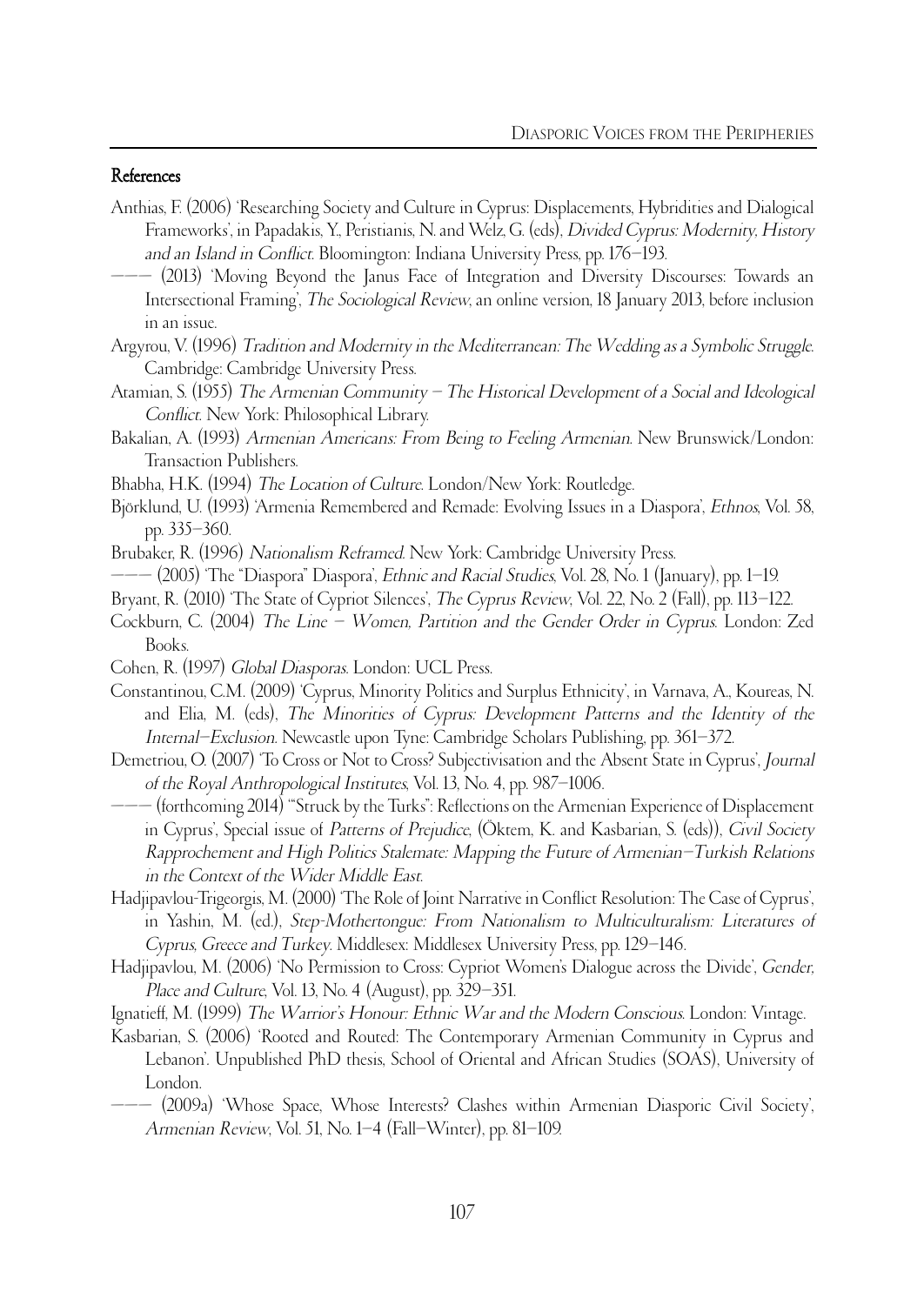## References

Anthias, F. (2006) 'Researching Society and Culture in Cyprus: Displacements, Hybridities and Dialogical Frameworks', in Papadakis, Y., Peristianis, N. and Welz, G. (eds), *Divided Cyprus: Modernity, History and an Island in Conflict*. Bloomington: Indiana University Press, pp. 176–193.

——— (2013) 'Moving Beyond the Janus Face of Integration and Diversity Discourses: Towards an Intersectional Framing', *The Sociological Review*, an online version, 18 January 2013, before inclusion in an issue.

Argyrou, V. (1996) *Tradition and Modernity in the Mediterranean: The Wedding as a Symbolic Struggle*. Cambridge: Cambridge University Press.

Atamian, S. (1955) *The Armenian Community – The Historical Development of a Social and Ideological Conflict*. New York: Philosophical Library.

Bakalian, A. (1993) *Armenian Americans: From Being to Feeling Armenian*. New Brunswick/London: Transaction Publishers.

Bhabha, H.K. (1994) *The Location of Culture*. London/New York: Routledge.

Björklund, U. (1993) 'Armenia Remembered and Remade: Evolving Issues in a Diaspora', *Ethnos*, Vol. 58, pp. 335–360.

Brubaker, R. (1996) *Nationalism Reframed*. New York: Cambridge University Press.

——— (2005) 'The "Diaspora" Diaspora', *Ethnic and Racial Studies*, Vol. 28, No. 1 (January), pp. 1–19.

Bryant, R. (2010) 'The State of Cypriot Silences', *The Cyprus Review*, Vol. 22, No. 2 (Fall), pp. 113–122.

Cockburn, C. (2004) *The Line – Women, Partition and the Gender Order in Cyprus*. London: Zed Books.

Cohen, R. (1997) *Global Diasporas*. London: UCL Press.

Constantinou, C.M. (2009) 'Cyprus, Minority Politics and Surplus Ethnicity', in Varnava, A., Koureas, N. and Elia, M. (eds), *The Minorities of Cyprus: Development Patterns and the Identity of the Internal–Exclusion*. Newcastle upon Tyne: Cambridge Scholars Publishing, pp. 361–372.

Demetriou, O. (2007) 'To Cross or Not to Cross? Subjectivisation and the Absent State in Cyprus', *Journal of the Royal Anthropological Institutes*, Vol. 13, No. 4, pp. 987–1006.

——— (forthcoming 2014) '"Struck by the Turks": Reflections on the Armenian Experience of Displacement in Cyprus', Special issue of *Patterns of Prejudice*, (Öktem, K. and Kasbarian, S. (eds)), *Civil Society Rapprochement and High Politics Stalemate: Mapping the Future of Armenian–Turkish Relations in the Context of the Wider Middle East*.

Hadjipavlou-Trigeorgis, M. (2000) 'The Role of Joint Narrative in Conflict Resolution: The Case of Cyprus', in Yashin, M. (ed.), *Step-Mothertongue: From Nationalism to Multiculturalism: Literatures of Cyprus, Greece and Turkey*. Middlesex: Middlesex University Press, pp. 129–146.

Hadjipavlou, M. (2006) 'No Permission to Cross: Cypriot Women's Dialogue across the Divide', *Gender, Place and Culture*, Vol. 13, No. 4 (August), pp. 329–351.

Ignatieff, M. (1999) *The Warrior's Honour: Ethnic War and the Modern Conscious*. London: Vintage.

Kasbarian, S. (2006) 'Rooted and Routed: The Contemporary Armenian Community in Cyprus and Lebanon'. Unpublished PhD thesis, School of Oriental and African Studies (SOAS), University of London.

——— (2009a) 'Whose Space, Whose Interests? Clashes within Armenian Diasporic Civil Society', *Armenian Review*, Vol. 51, No. 1–4 (Fall–Winter), pp. 81–109.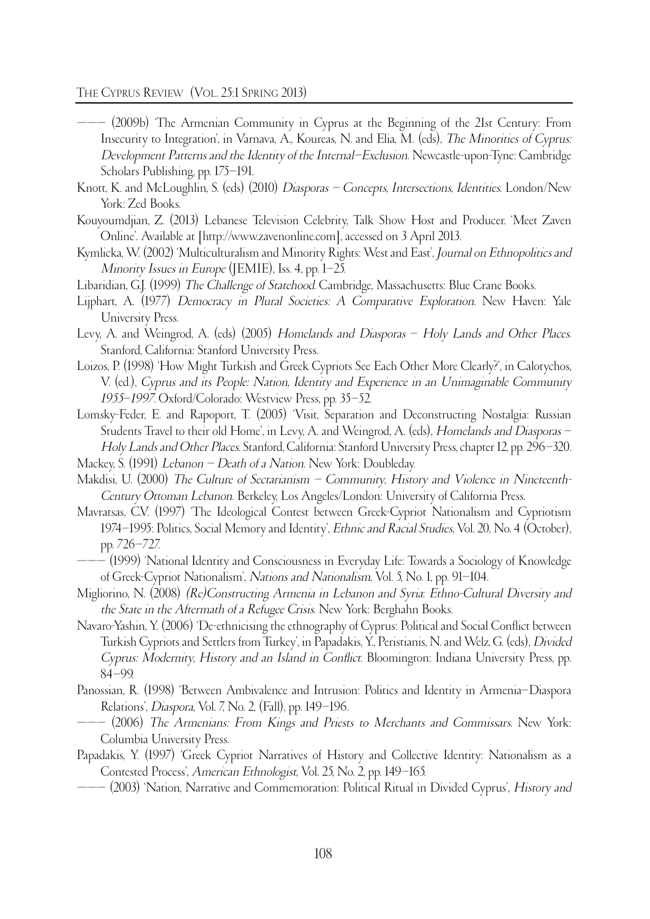——— (2009b) 'The Armenian Community in Cyprus at the Beginning of the 21st Century: From Insecurity to Integration', in Varnava, A., Koureas, N. and Elia, M. (eds), *The Minorities of Cyprus: Development Patterns and the Identity of the Internal–Exclusion*. Newcastle-upon-Tyne: Cambridge Scholars Publishing, pp. 175–191.

Knott, K. and McLoughlin, S. (eds) (2010) *Diasporas – Concepts, Intersections, Identities*. London/New York: Zed Books.

Kouyoumdjian, Z. (2013) Lebanese Television Celebrity, Talk Show Host and Producer. 'Meet Zaven Online'. Available at [http://www.zavenonline.com], accessed on 3 April 2013.

Kymlicka, W. (2002) 'Multiculturalism and Minority Rights: West and East', *Journal on Ethnopolitics and Minority Issues in Europe* (JEMIE), Iss. 4, pp. 1–25.

Libaridian, G.J. (1999) *The Challenge of Statehood*. Cambridge, Massachusetts: Blue Crane Books.

Lijphart, A. (1977) *Democracy in Plural Societies: A Comparative Exploration*. New Haven: Yale University Press.

Levy, A. and Weingrod, A. (eds) (2005) *Homelands and Diasporas – Holy Lands and Other Places*. Stanford, California: Stanford University Press.

Loizos, P. (1998) 'How Might Turkish and Greek Cypriots See Each Other More Clearly?', in Calotychos, V. (ed.), *Cyprus and its People: Nation, Identity and Experience in an Unimaginable Community 1955–1997*. Oxford/Colorado: Westview Press, pp. 35–52.

Lomsky-Feder, E. and Rapoport, T. (2005) 'Visit, Separation and Deconstructing Nostalgia: Russian Students Travel to their old Home', in Levy, A. and Weingrod, A. (eds), *Homelands and Diasporas – Holy Lands and Other Places*. Stanford, California: Stanford University Press, chapter 12, pp. 296–320.

Mackey, S. (1991) *Lebanon – Death of a Nation*. New York: Doubleday.

Makdisi, U. (2000) *The Culture of Sectarianism – Community, History and Violence in Nineteenth-Century Ottoman Lebanon*. Berkeley, Los Angeles/London: University of California Press.

Mavratsas, C.V. (1997) 'The Ideological Contest between Greek-Cypriot Nationalism and Cypriotism 1974–1995: Politics, Social Memory and Identity', *Ethnic and Racial Studies*, Vol. 20, No. 4 (October), pp. 726–727.

——— (1999) 'National Identity and Consciousness in Everyday Life: Towards a Sociology of Knowledge of Greek-Cypriot Nationalism', *Nations and Nationalism*, Vol. 5, No. 1, pp. 91–104.

Migliorino, N. (2008) *(Re)Constructing Armenia in Lebanon and Syria: Ethno-Cultural Diversity and the State in the Aftermath of a Refugee Crisis*. New York: Berghahn Books.

Navaro-Yashin, Y. (2006) 'De-ethnicising the ethnography of Cyprus: Political and Social Conflict between Turkish Cypriots and Settlers from Turkey', in Papadakis, Y., Peristianis, N. and Welz, G. (eds), *Divided Cyprus: Modernity, History and an Island in Conflict*. Bloomington: Indiana University Press, pp. 84–99.

Panossian, R. (1998) 'Between Ambivalence and Intrusion: Politics and Identity in Armenia–Diaspora Relations', *Diaspora*, Vol. 7, No. 2, (Fall), pp. 149–196.

——— (2006) *The Armenians: From Kings and Priests to Merchants and Commissars*. New York: Columbia University Press.

Papadakis, Y. (1997) 'Greek Cypriot Narratives of History and Collective Identity: Nationalism as a Contested Process', *American Ethnologist*, Vol. 25, No. 2, pp. 149–165.

——— (2003) 'Nation, Narrative and Commemoration: Political Ritual in Divided Cyprus', *History and*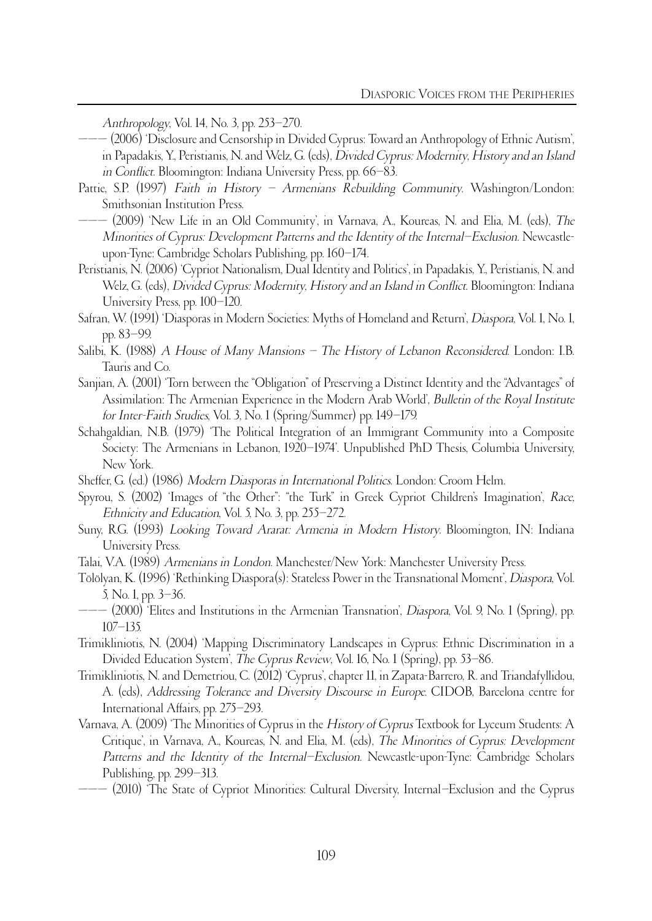*Anthropology*, Vol. 14, No. 3, pp. 253–270.

——— (2006) 'Disclosure and Censorship in Divided Cyprus: Toward an Anthropology of Ethnic Autism', in Papadakis, Y., Peristianis, N. and Welz, G. (eds), *Divided Cyprus: Modernity, History and an Island in Conflict*. Bloomington: Indiana University Press, pp. 66–83.

Pattie, S.P. (1997) *Faith in History – Armenians Rebuilding Community*. Washington/London: Smithsonian Institution Press.

——— (2009) 'New Life in an Old Community', in Varnava, A., Koureas, N. and Elia, M. (eds), *The Minorities of Cyprus: Development Patterns and the Identity of the Internal–Exclusion*. Newcastle-upon-Tyne: Cambridge Scholars Publishing, pp. 160–174.

Peristianis, N. (2006) 'Cypriot Nationalism, Dual Identity and Politics', in Papadakis, Y., Peristianis, N. and Welz, G. (eds), *Divided Cyprus: Modernity, History and an Island in Conflict*. Bloomington: Indiana University Press, pp. 100–120.

Safran, W. (1991) 'Diasporas in Modern Societies: Myths of Homeland and Return', *Diaspora*, Vol. 1, No. 1, pp. 83–99.

Salibi, K. (1988) *A House of Many Mansions – The History of Lebanon Reconsidered*. London: I.B. Tauris and Co.

Sanjian, A. (2001) 'Torn between the "Obligation" of Preserving a Distinct Identity and the "Advantages" of Assimilation: The Armenian Experience in the Modern Arab World', *Bulletin of the Royal Institute for Inter-Faith Studies*, Vol. 3, No. 1 (Spring/Summer) pp. 149–179.

Schahgaldian, N.B. (1979) 'The Political Integration of an Immigrant Community into a Composite Society: The Armenians in Lebanon, 1920–1974'. Unpublished PhD Thesis, Columbia University, New York.

Sheffer, G. (ed.) (1986) *Modern Diasporas in International Politics*. London: Croom Helm.

Spyrou, S. (2002) 'Images of "the Other": "the Turk" in Greek Cypriot Children's Imagination', *Race, Ethnicity and Education*, Vol. 5, No. 3, pp. 255–272.

Suny, R.G. (1993) *Looking Toward Ararat: Armenia in Modern History*. Bloomington, IN: Indiana University Press.

Talai, V.A. (1989) *Armenians in London*. Manchester/New York: Manchester University Press.

Tölölyan, K. (1996) 'Rethinking Diaspora(s): Stateless Power in the Transnational Moment', *Diaspora*, Vol. 5, No. 1, pp. 3–36.

——— (2000) 'Elites and Institutions in the Armenian Transnation', *Diaspora*, Vol. 9, No. 1 (Spring), pp. 107–135.

Trimikliniotis, N. (2004) 'Mapping Discriminatory Landscapes in Cyprus: Ethnic Discrimination in a Divided Education System', *The Cyprus Review*, Vol. 16, No. 1 (Spring), pp. 53–86.

Trimikliniotis, N. and Demetriou, C. (2012) 'Cyprus', chapter 11, in Zapata-Barrero, R. and Triandafyllidou, A. (eds), *Addressing Tolerance and Diversity Discourse in Europe*. CIDOB, Barcelona centre for International Affairs, pp. 275–293.

Varnava, A. (2009) 'The Minorities of Cyprus in the *History of Cyprus* Textbook for Lyceum Students: A Critique', in Varnava, A., Koureas, N. and Elia, M. (eds), *The Minorities of Cyprus: Development Patterns and the Identity of the Internal–Exclusion*. Newcastle-upon-Tyne: Cambridge Scholars Publishing, pp. 299–313.

——— (2010) 'The State of Cypriot Minorities: Cultural Diversity, Internal–Exclusion and the Cyprus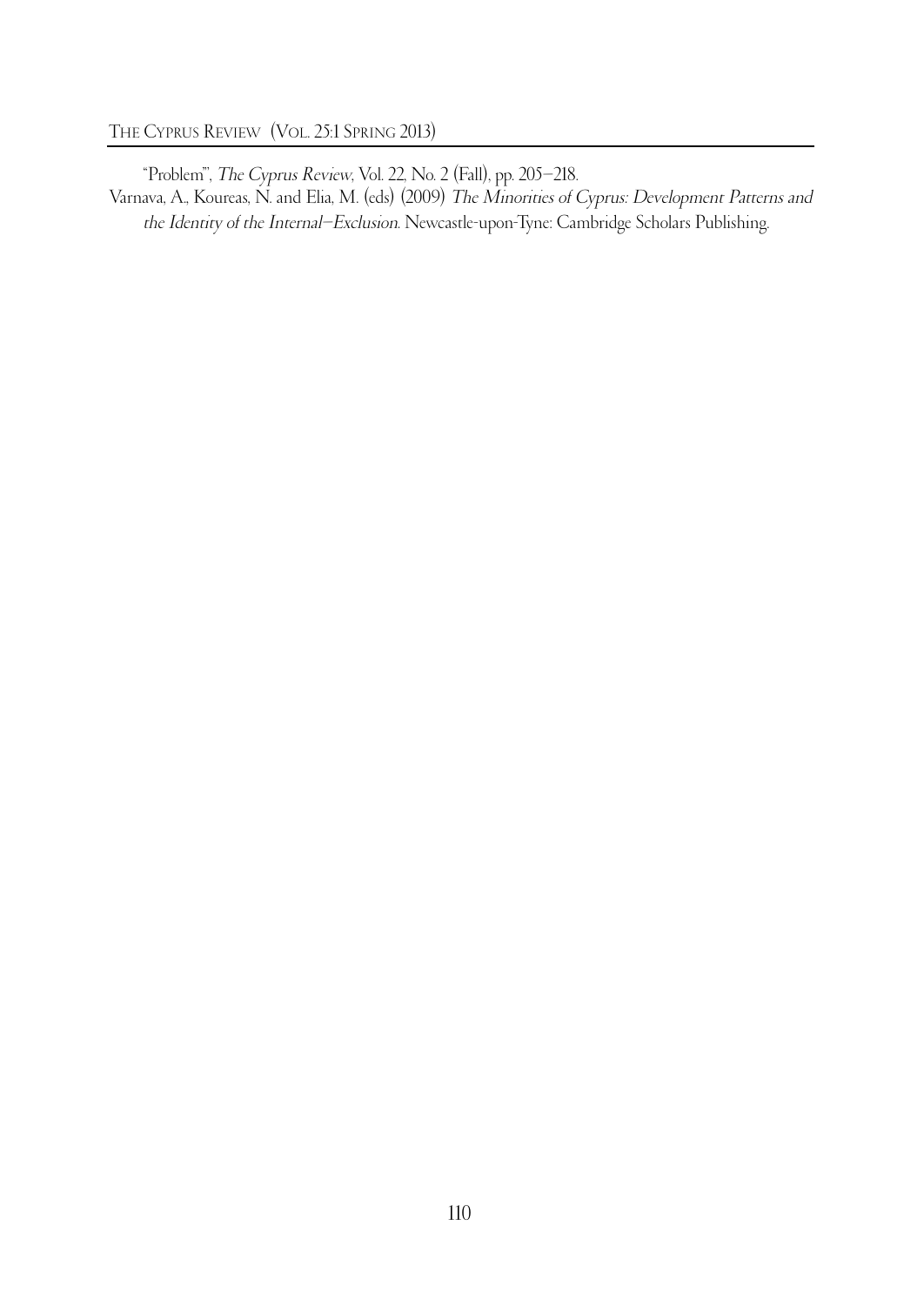"Problem", *The Cyprus Review*, Vol. 22, No. 2 (Fall), pp. 205–218.

Varnava, A., Koureas, N. and Elia, M. (eds) (2009) *The Minorities of Cyprus: Development Patterns and the Identity of the Internal–Exclusion*. Newcastle-upon-Tyne: Cambridge Scholars Publishing.